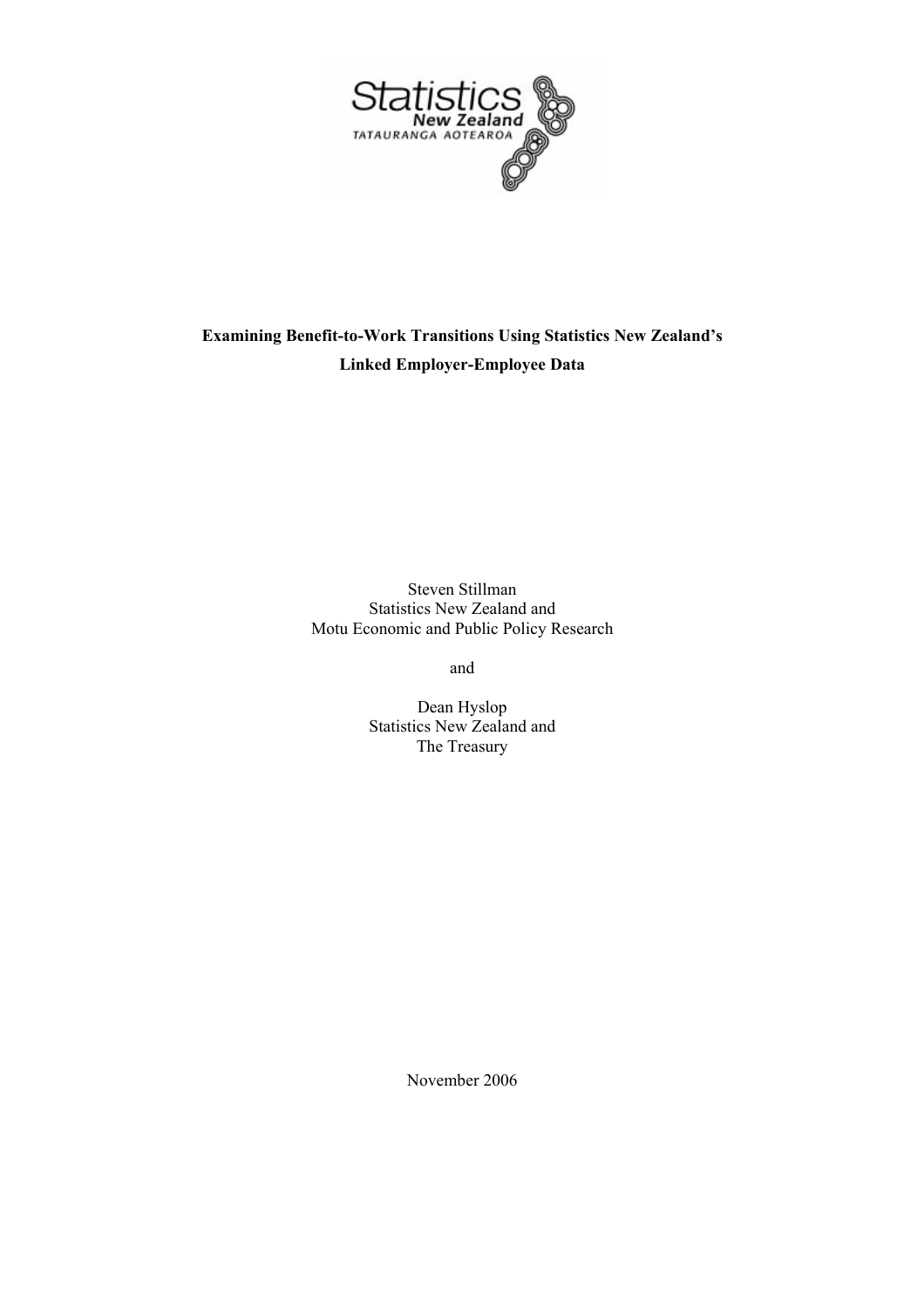**Examining Benefit-to-Work Transitions Using Statistics New Zealand's Linked Employer-Employee Data**

Steven Stillman
Statistics New Zealand and
Motu Economic and Public Policy Research

and

Dean Hyslop
Statistics New Zealand and
The Treasury

November 2006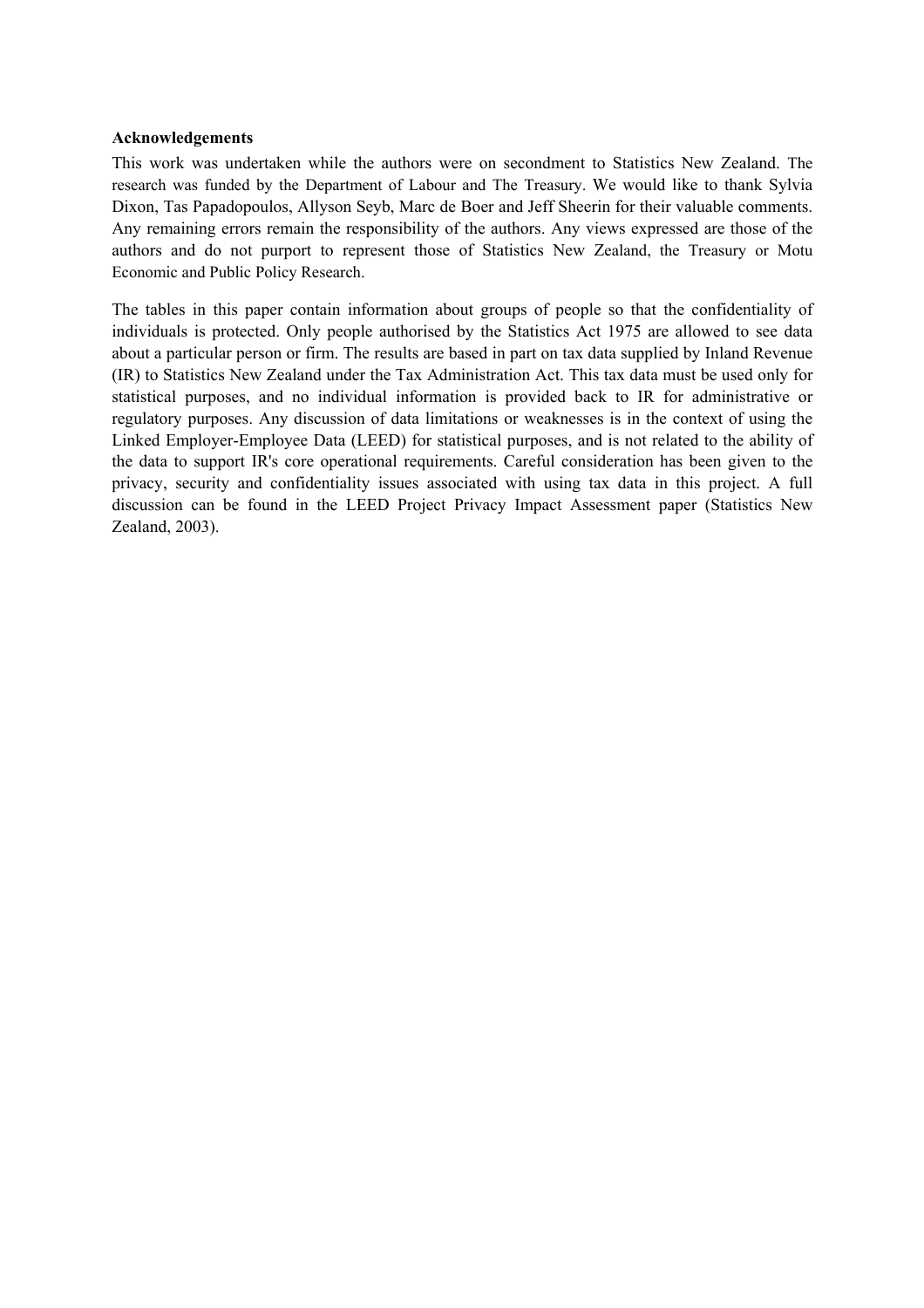**Acknowledgements**

This work was undertaken while the authors were on secondment to Statistics New Zealand. The research was funded by the Department of Labour and The Treasury. We would like to thank Sylvia Dixon, Tas Papadopoulos, Allyson Seyb, Marc de Boer and Jeff Sheerin for their valuable comments. Any remaining errors remain the responsibility of the authors. Any views expressed are those of the authors and do not purport to represent those of Statistics New Zealand, the Treasury or Motu Economic and Public Policy Research.

The tables in this paper contain information about groups of people so that the confidentiality of individuals is protected. Only people authorised by the Statistics Act 1975 are allowed to see data about a particular person or firm. The results are based in part on tax data supplied by Inland Revenue (IR) to Statistics New Zealand under the Tax Administration Act. This tax data must be used only for statistical purposes, and no individual information is provided back to IR for administrative or regulatory purposes. Any discussion of data limitations or weaknesses is in the context of using the Linked Employer-Employee Data (LEED) for statistical purposes, and is not related to the ability of the data to support IR's core operational requirements. Careful consideration has been given to the privacy, security and confidentiality issues associated with using tax data in this project. A full discussion can be found in the LEED Project Privacy Impact Assessment paper (Statistics New Zealand, 2003).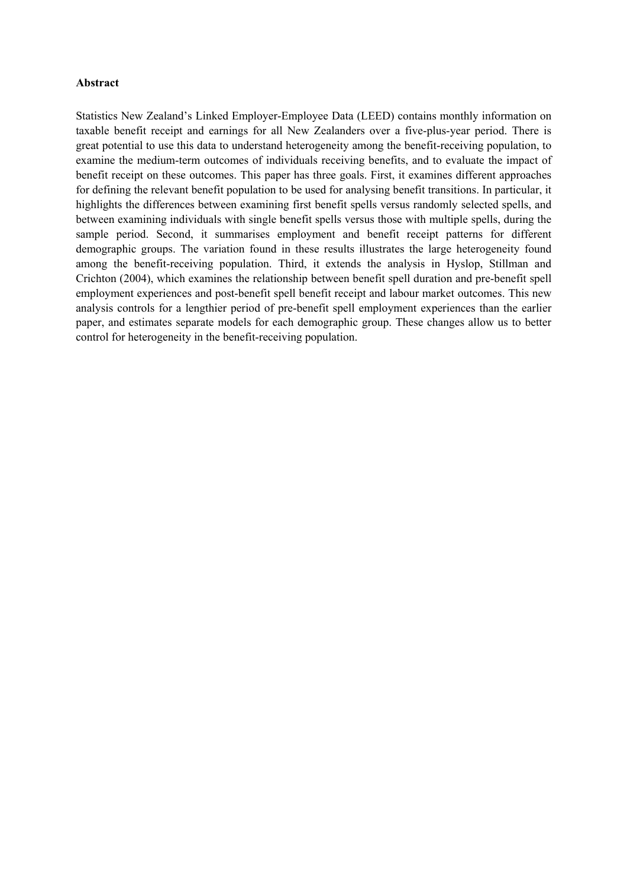**Abstract**

Statistics New Zealand's Linked Employer-Employee Data (LEED) contains monthly information on taxable benefit receipt and earnings for all New Zealanders over a five-plus-year period. There is great potential to use this data to understand heterogeneity among the benefit-receiving population, to examine the medium-term outcomes of individuals receiving benefits, and to evaluate the impact of benefit receipt on these outcomes. This paper has three goals. First, it examines different approaches for defining the relevant benefit population to be used for analysing benefit transitions. In particular, it highlights the differences between examining first benefit spells versus randomly selected spells, and between examining individuals with single benefit spells versus those with multiple spells, during the sample period. Second, it summarises employment and benefit receipt patterns for different demographic groups. The variation found in these results illustrates the large heterogeneity found among the benefit-receiving population. Third, it extends the analysis in Hyslop, Stillman and Crichton (2004), which examines the relationship between benefit spell duration and pre-benefit spell employment experiences and post-benefit spell benefit receipt and labour market outcomes. This new analysis controls for a lengthier period of pre-benefit spell employment experiences than the earlier paper, and estimates separate models for each demographic group. These changes allow us to better control for heterogeneity in the benefit-receiving population.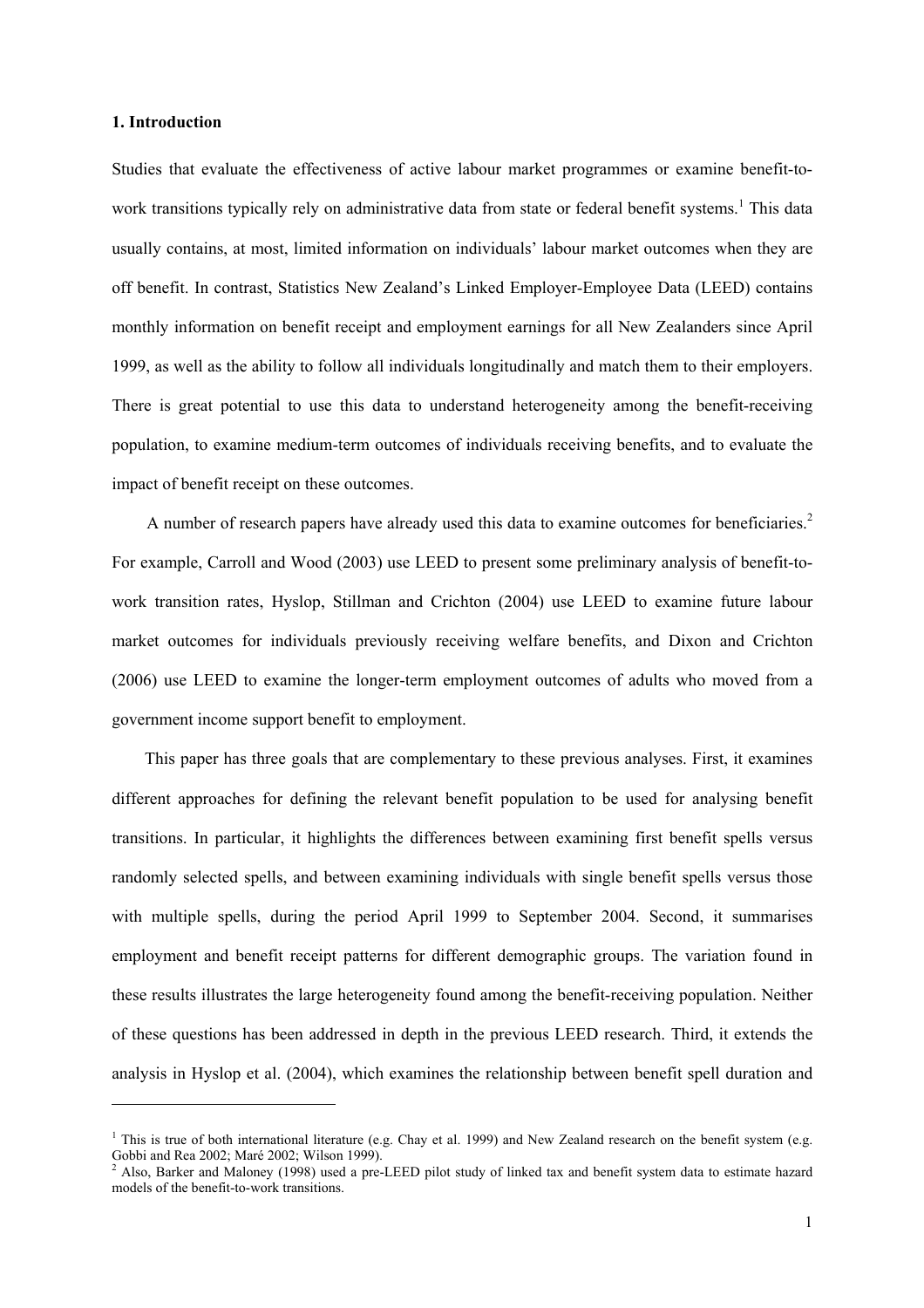### 1. Introduction

Studies that evaluate the effectiveness of active labour market programmes or examine benefit-to-work transitions typically rely on administrative data from state or federal benefit systems.[1] This data usually contains, at most, limited information on individuals' labour market outcomes when they are off benefit. In contrast, Statistics New Zealand's Linked Employer-Employee Data (LEED) contains monthly information on benefit receipt and employment earnings for all New Zealanders since April 1999, as well as the ability to follow all individuals longitudinally and match them to their employers. There is great potential to use this data to understand heterogeneity among the benefit-receiving population, to examine medium-term outcomes of individuals receiving benefits, and to evaluate the impact of benefit receipt on these outcomes.

A number of research papers have already used this data to examine outcomes for beneficiaries.[2] For example, Carroll and Wood (2003) use LEED to present some preliminary analysis of benefit-to-work transition rates, Hyslop, Stillman and Crichton (2004) use LEED to examine future labour market outcomes for individuals previously receiving welfare benefits, and Dixon and Crichton (2006) use LEED to examine the longer-term employment outcomes of adults who moved from a government income support benefit to employment.

This paper has three goals that are complementary to these previous analyses. First, it examines different approaches for defining the relevant benefit population to be used for analysing benefit transitions. In particular, it highlights the differences between examining first benefit spells versus randomly selected spells, and between examining individuals with single benefit spells versus those with multiple spells, during the period April 1999 to September 2004. Second, it summarises employment and benefit receipt patterns for different demographic groups. The variation found in these results illustrates the large heterogeneity found among the benefit-receiving population. Neither of these questions has been addressed in depth in the previous LEED research. Third, it extends the analysis in Hyslop et al. (2004), which examines the relationship between benefit spell duration and

---

[1] This is true of both international literature (e.g. Chay et al. 1999) and New Zealand research on the benefit system (e.g. Gobbi and Rea 2002; Maré 2002; Wilson 1999).

[2] Also, Barker and Maloney (1998) used a pre-LEED pilot study of linked tax and benefit system data to estimate hazard models of the benefit-to-work transitions.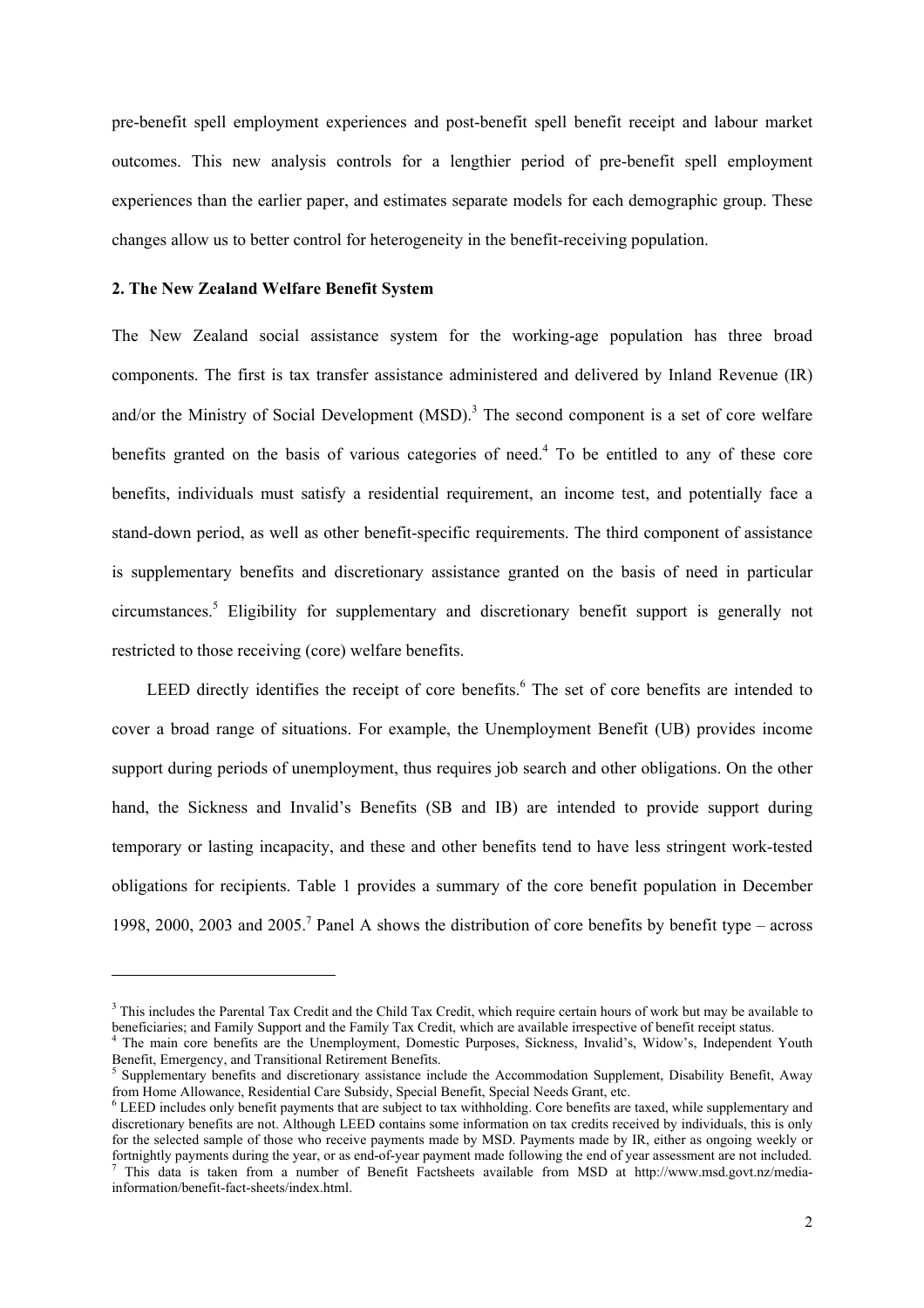pre-benefit spell employment experiences and post-benefit spell benefit receipt and labour market outcomes. This new analysis controls for a lengthier period of pre-benefit spell employment experiences than the earlier paper, and estimates separate models for each demographic group. These changes allow us to better control for heterogeneity in the benefit-receiving population.

## 2. The New Zealand Welfare Benefit System

The New Zealand social assistance system for the working-age population has three broad components. The first is tax transfer assistance administered and delivered by Inland Revenue (IR) and/or the Ministry of Social Development (MSD).[3] The second component is a set of core welfare benefits granted on the basis of various categories of need.[4] To be entitled to any of these core benefits, individuals must satisfy a residential requirement, an income test, and potentially face a stand-down period, as well as other benefit-specific requirements. The third component of assistance is supplementary benefits and discretionary assistance granted on the basis of need in particular circumstances.[5] Eligibility for supplementary and discretionary benefit support is generally not restricted to those receiving (core) welfare benefits.

LEED directly identifies the receipt of core benefits.[6] The set of core benefits are intended to cover a broad range of situations. For example, the Unemployment Benefit (UB) provides income support during periods of unemployment, thus requires job search and other obligations. On the other hand, the Sickness and Invalid's Benefits (SB and IB) are intended to provide support during temporary or lasting incapacity, and these and other benefits tend to have less stringent work-tested obligations for recipients. Table 1 provides a summary of the core benefit population in December 1998, 2000, 2003 and 2005.[7] Panel A shows the distribution of core benefits by benefit type – across

---

[3] This includes the Parental Tax Credit and the Child Tax Credit, which require certain hours of work but may be available to beneficiaries; and Family Support and the Family Tax Credit, which are available irrespective of benefit receipt status.

[4] The main core benefits are the Unemployment, Domestic Purposes, Sickness, Invalid's, Widow's, Independent Youth Benefit, Emergency, and Transitional Retirement Benefits.

[5] Supplementary benefits and discretionary assistance include the Accommodation Supplement, Disability Benefit, Away from Home Allowance, Residential Care Subsidy, Special Benefit, Special Needs Grant, etc.

[6] LEED includes only benefit payments that are subject to tax withholding. Core benefits are taxed, while supplementary and discretionary benefits are not. Although LEED contains some information on tax credits received by individuals, this is only for the selected sample of those who receive payments made by MSD. Payments made by IR, either as ongoing weekly or fortnightly payments during the year, or as end-of-year payment made following the end of year assessment are not included.

[7] This data is taken from a number of Benefit Factsheets available from MSD at http://www.msd.govt.nz/media-information/benefit-fact-sheets/index.html.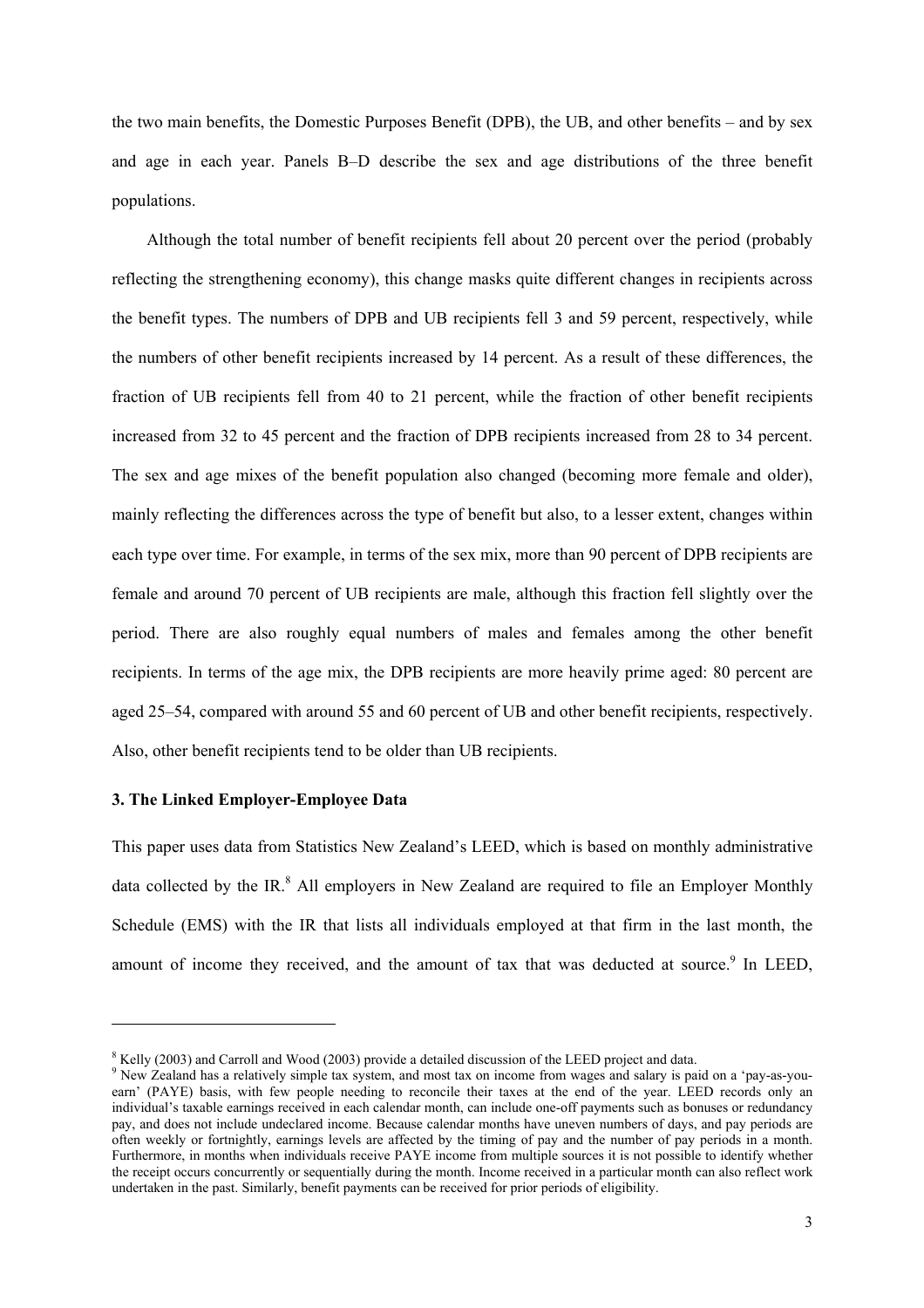the two main benefits, the Domestic Purposes Benefit (DPB), the UB, and other benefits – and by sex and age in each year. Panels B–D describe the sex and age distributions of the three benefit populations.

Although the total number of benefit recipients fell about 20 percent over the period (probably reflecting the strengthening economy), this change masks quite different changes in recipients across the benefit types. The numbers of DPB and UB recipients fell 3 and 59 percent, respectively, while the numbers of other benefit recipients increased by 14 percent. As a result of these differences, the fraction of UB recipients fell from 40 to 21 percent, while the fraction of other benefit recipients increased from 32 to 45 percent and the fraction of DPB recipients increased from 28 to 34 percent. The sex and age mixes of the benefit population also changed (becoming more female and older), mainly reflecting the differences across the type of benefit but also, to a lesser extent, changes within each type over time. For example, in terms of the sex mix, more than 90 percent of DPB recipients are female and around 70 percent of UB recipients are male, although this fraction fell slightly over the period. There are also roughly equal numbers of males and females among the other benefit recipients. In terms of the age mix, the DPB recipients are more heavily prime aged: 80 percent are aged 25–54, compared with around 55 and 60 percent of UB and other benefit recipients, respectively. Also, other benefit recipients tend to be older than UB recipients.

### 3. The Linked Employer-Employee Data

This paper uses data from Statistics New Zealand's LEED, which is based on monthly administrative data collected by the IR.[8] All employers in New Zealand are required to file an Employer Monthly Schedule (EMS) with the IR that lists all individuals employed at that firm in the last month, the amount of income they received, and the amount of tax that was deducted at source.[9] In LEED,

---

[8] Kelly (2003) and Carroll and Wood (2003) provide a detailed discussion of the LEED project and data.

[9] New Zealand has a relatively simple tax system, and most tax on income from wages and salary is paid on a 'pay-as-you-earn' (PAYE) basis, with few people needing to reconcile their taxes at the end of the year. LEED records only an individual's taxable earnings received in each calendar month, can include one-off payments such as bonuses or redundancy pay, and does not include undeclared income. Because calendar months have uneven numbers of days, and pay periods are often weekly or fortnightly, earnings levels are affected by the timing of pay and the number of pay periods in a month. Furthermore, in months when individuals receive PAYE income from multiple sources it is not possible to identify whether the receipt occurs concurrently or sequentially during the month. Income received in a particular month can also reflect work undertaken in the past. Similarly, benefit payments can be received for prior periods of eligibility.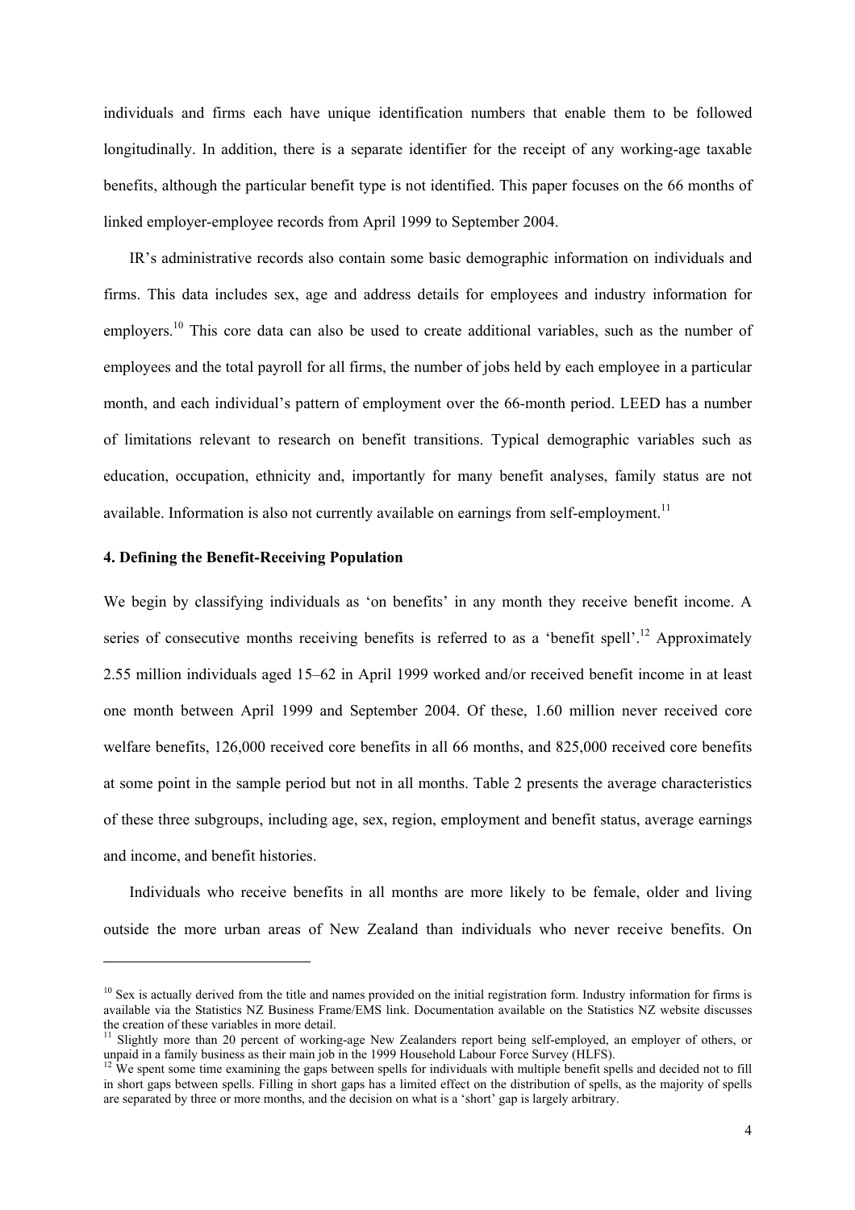individuals and firms each have unique identification numbers that enable them to be followed longitudinally. In addition, there is a separate identifier for the receipt of any working-age taxable benefits, although the particular benefit type is not identified. This paper focuses on the 66 months of linked employer-employee records from April 1999 to September 2004.

IR's administrative records also contain some basic demographic information on individuals and firms. This data includes sex, age and address details for employees and industry information for employers.[10] This core data can also be used to create additional variables, such as the number of employees and the total payroll for all firms, the number of jobs held by each employee in a particular month, and each individual's pattern of employment over the 66-month period. LEED has a number of limitations relevant to research on benefit transitions. Typical demographic variables such as education, occupation, ethnicity and, importantly for many benefit analyses, family status are not available. Information is also not currently available on earnings from self-employment.[11]

## 4. Defining the Benefit-Receiving Population

We begin by classifying individuals as 'on benefits' in any month they receive benefit income. A series of consecutive months receiving benefits is referred to as a 'benefit spell'.[12] Approximately 2.55 million individuals aged 15–62 in April 1999 worked and/or received benefit income in at least one month between April 1999 and September 2004. Of these, 1.60 million never received core welfare benefits, 126,000 received core benefits in all 66 months, and 825,000 received core benefits at some point in the sample period but not in all months. Table 2 presents the average characteristics of these three subgroups, including age, sex, region, employment and benefit status, average earnings and income, and benefit histories.

Individuals who receive benefits in all months are more likely to be female, older and living outside the more urban areas of New Zealand than individuals who never receive benefits. On

---

[10] Sex is actually derived from the title and names provided on the initial registration form. Industry information for firms is available via the Statistics NZ Business Frame/EMS link. Documentation available on the Statistics NZ website discusses the creation of these variables in more detail.

[11] Slightly more than 20 percent of working-age New Zealanders report being self-employed, an employer of others, or unpaid in a family business as their main job in the 1999 Household Labour Force Survey (HLFS).

[12] We spent some time examining the gaps between spells for individuals with multiple benefit spells and decided not to fill in short gaps between spells. Filling in short gaps has a limited effect on the distribution of spells, as the majority of spells are separated by three or more months, and the decision on what is a 'short' gap is largely arbitrary.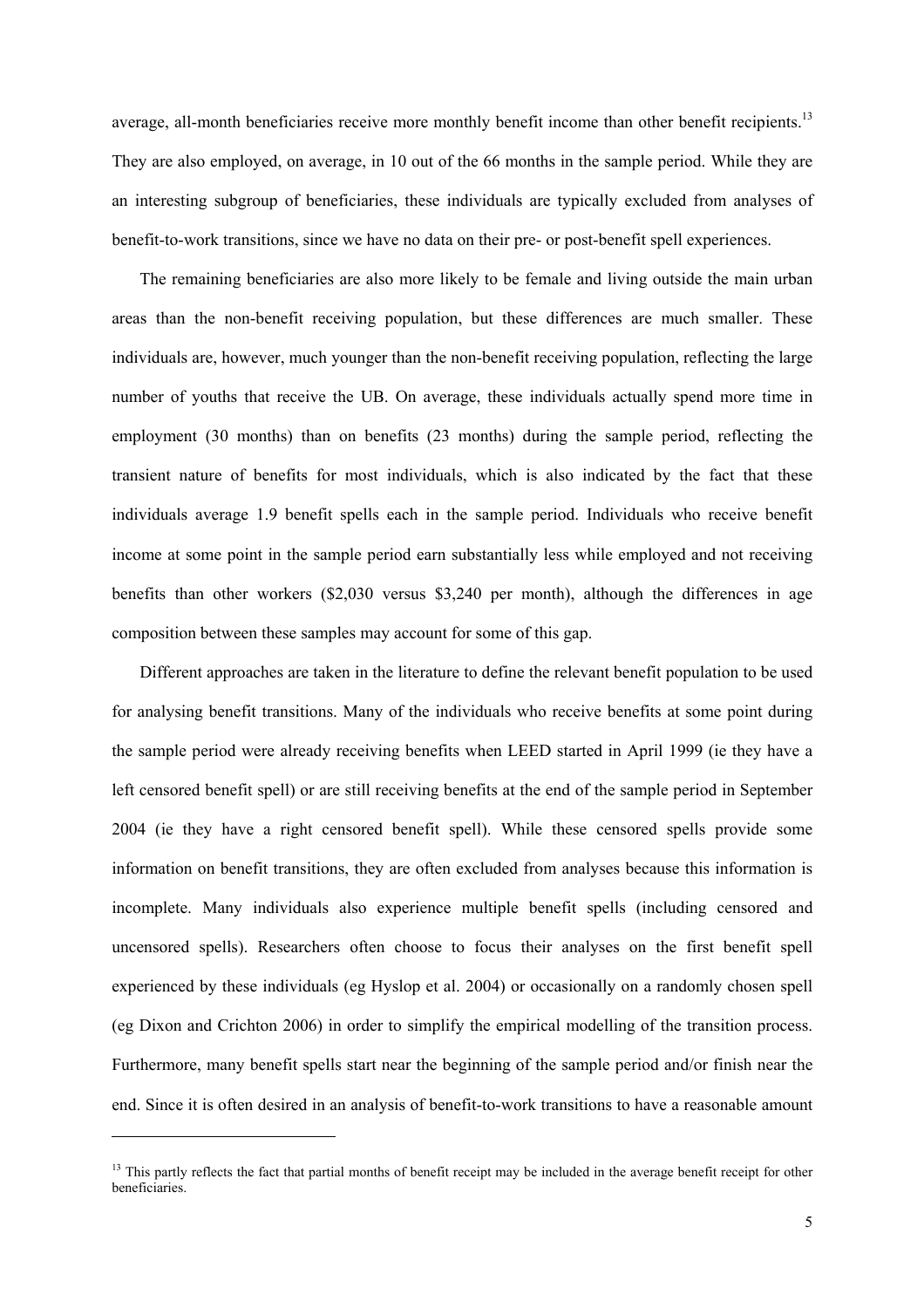average, all-month beneficiaries receive more monthly benefit income than other benefit recipients.[13] They are also employed, on average, in 10 out of the 66 months in the sample period. While they are an interesting subgroup of beneficiaries, these individuals are typically excluded from analyses of benefit-to-work transitions, since we have no data on their pre- or post-benefit spell experiences.

The remaining beneficiaries are also more likely to be female and living outside the main urban areas than the non-benefit receiving population, but these differences are much smaller. These individuals are, however, much younger than the non-benefit receiving population, reflecting the large number of youths that receive the UB. On average, these individuals actually spend more time in employment (30 months) than on benefits (23 months) during the sample period, reflecting the transient nature of benefits for most individuals, which is also indicated by the fact that these individuals average 1.9 benefit spells each in the sample period. Individuals who receive benefit income at some point in the sample period earn substantially less while employed and not receiving benefits than other workers ($2,030 versus $3,240 per month), although the differences in age composition between these samples may account for some of this gap.

Different approaches are taken in the literature to define the relevant benefit population to be used for analysing benefit transitions. Many of the individuals who receive benefits at some point during the sample period were already receiving benefits when LEED started in April 1999 (ie they have a left censored benefit spell) or are still receiving benefits at the end of the sample period in September 2004 (ie they have a right censored benefit spell). While these censored spells provide some information on benefit transitions, they are often excluded from analyses because this information is incomplete. Many individuals also experience multiple benefit spells (including censored and uncensored spells). Researchers often choose to focus their analyses on the first benefit spell experienced by these individuals (eg Hyslop et al. 2004) or occasionally on a randomly chosen spell (eg Dixon and Crichton 2006) in order to simplify the empirical modelling of the transition process. Furthermore, many benefit spells start near the beginning of the sample period and/or finish near the end. Since it is often desired in an analysis of benefit-to-work transitions to have a reasonable amount

[13] This partly reflects the fact that partial months of benefit receipt may be included in the average benefit receipt for other beneficiaries.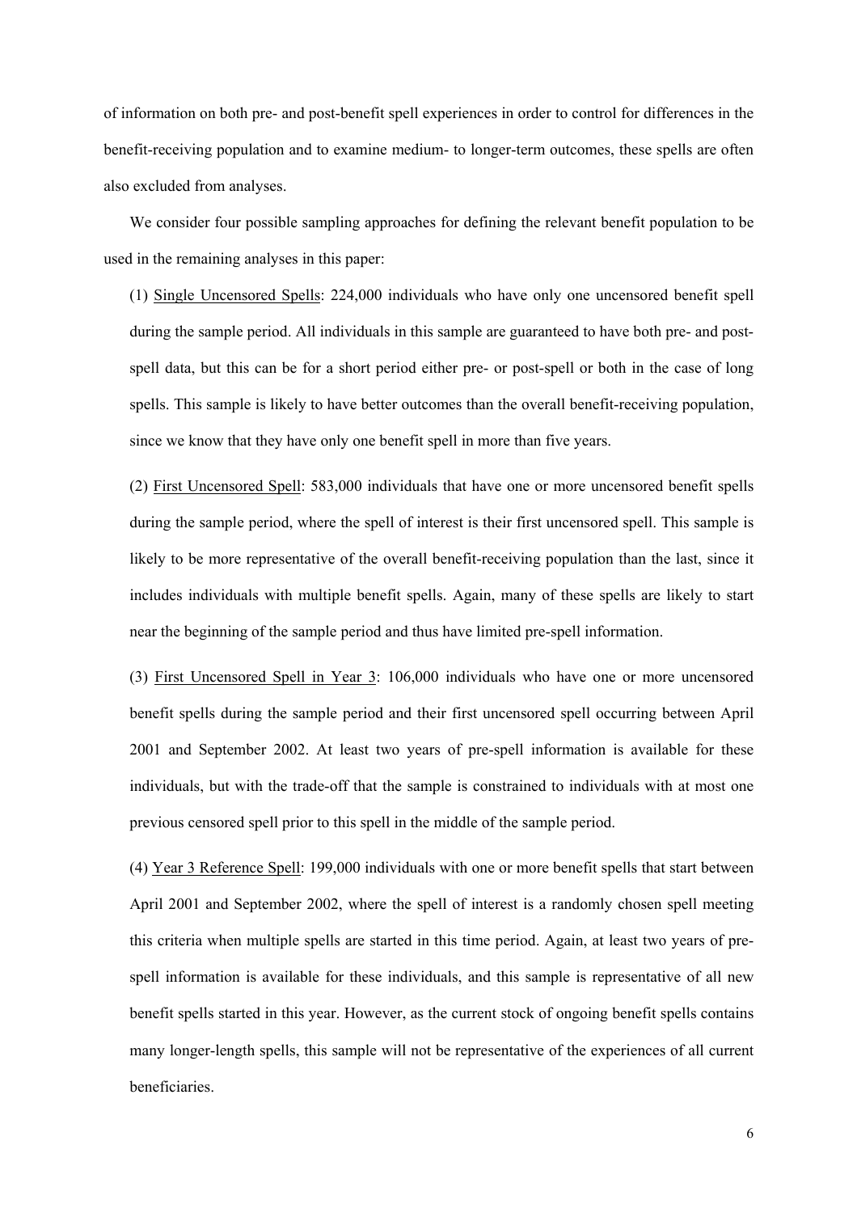of information on both pre- and post-benefit spell experiences in order to control for differences in the benefit-receiving population and to examine medium- to longer-term outcomes, these spells are often also excluded from analyses.

We consider four possible sampling approaches for defining the relevant benefit population to be used in the remaining analyses in this paper:

(1) Single Uncensored Spells: 224,000 individuals who have only one uncensored benefit spell during the sample period. All individuals in this sample are guaranteed to have both pre- and post-spell data, but this can be for a short period either pre- or post-spell or both in the case of long spells. This sample is likely to have better outcomes than the overall benefit-receiving population, since we know that they have only one benefit spell in more than five years.

(2) First Uncensored Spell: 583,000 individuals that have one or more uncensored benefit spells during the sample period, where the spell of interest is their first uncensored spell. This sample is likely to be more representative of the overall benefit-receiving population than the last, since it includes individuals with multiple benefit spells. Again, many of these spells are likely to start near the beginning of the sample period and thus have limited pre-spell information.

(3) First Uncensored Spell in Year 3: 106,000 individuals who have one or more uncensored benefit spells during the sample period and their first uncensored spell occurring between April 2001 and September 2002. At least two years of pre-spell information is available for these individuals, but with the trade-off that the sample is constrained to individuals with at most one previous censored spell prior to this spell in the middle of the sample period.

(4) Year 3 Reference Spell: 199,000 individuals with one or more benefit spells that start between April 2001 and September 2002, where the spell of interest is a randomly chosen spell meeting this criteria when multiple spells are started in this time period. Again, at least two years of pre-spell information is available for these individuals, and this sample is representative of all new benefit spells started in this year. However, as the current stock of ongoing benefit spells contains many longer-length spells, this sample will not be representative of the experiences of all current beneficiaries.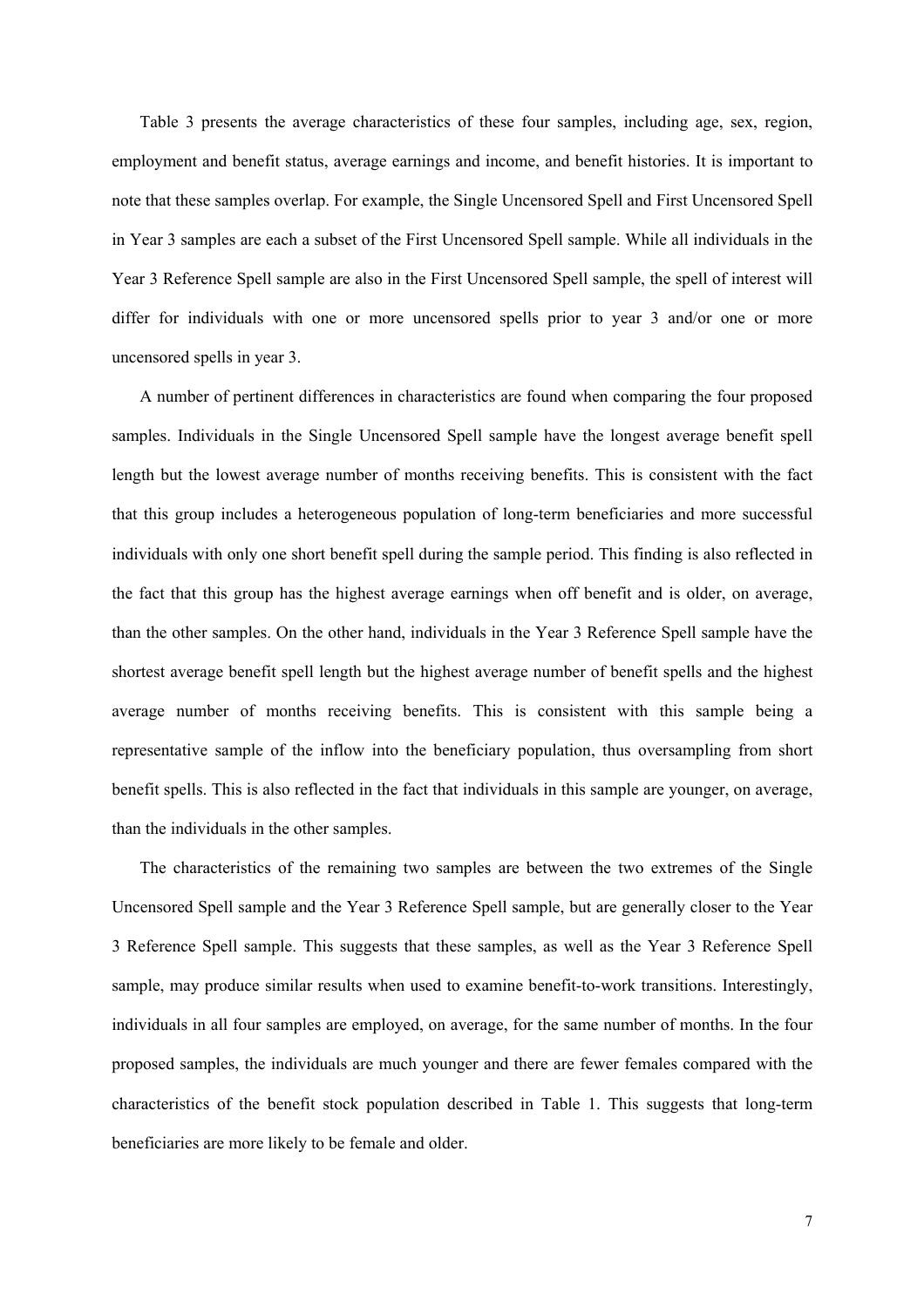Table 3 presents the average characteristics of these four samples, including age, sex, region, employment and benefit status, average earnings and income, and benefit histories. It is important to note that these samples overlap. For example, the Single Uncensored Spell and First Uncensored Spell in Year 3 samples are each a subset of the First Uncensored Spell sample. While all individuals in the Year 3 Reference Spell sample are also in the First Uncensored Spell sample, the spell of interest will differ for individuals with one or more uncensored spells prior to year 3 and/or one or more uncensored spells in year 3.

A number of pertinent differences in characteristics are found when comparing the four proposed samples. Individuals in the Single Uncensored Spell sample have the longest average benefit spell length but the lowest average number of months receiving benefits. This is consistent with the fact that this group includes a heterogeneous population of long-term beneficiaries and more successful individuals with only one short benefit spell during the sample period. This finding is also reflected in the fact that this group has the highest average earnings when off benefit and is older, on average, than the other samples. On the other hand, individuals in the Year 3 Reference Spell sample have the shortest average benefit spell length but the highest average number of benefit spells and the highest average number of months receiving benefits. This is consistent with this sample being a representative sample of the inflow into the beneficiary population, thus oversampling from short benefit spells. This is also reflected in the fact that individuals in this sample are younger, on average, than the individuals in the other samples.

The characteristics of the remaining two samples are between the two extremes of the Single Uncensored Spell sample and the Year 3 Reference Spell sample, but are generally closer to the Year 3 Reference Spell sample. This suggests that these samples, as well as the Year 3 Reference Spell sample, may produce similar results when used to examine benefit-to-work transitions. Interestingly, individuals in all four samples are employed, on average, for the same number of months. In the four proposed samples, the individuals are much younger and there are fewer females compared with the characteristics of the benefit stock population described in Table 1. This suggests that long-term beneficiaries are more likely to be female and older.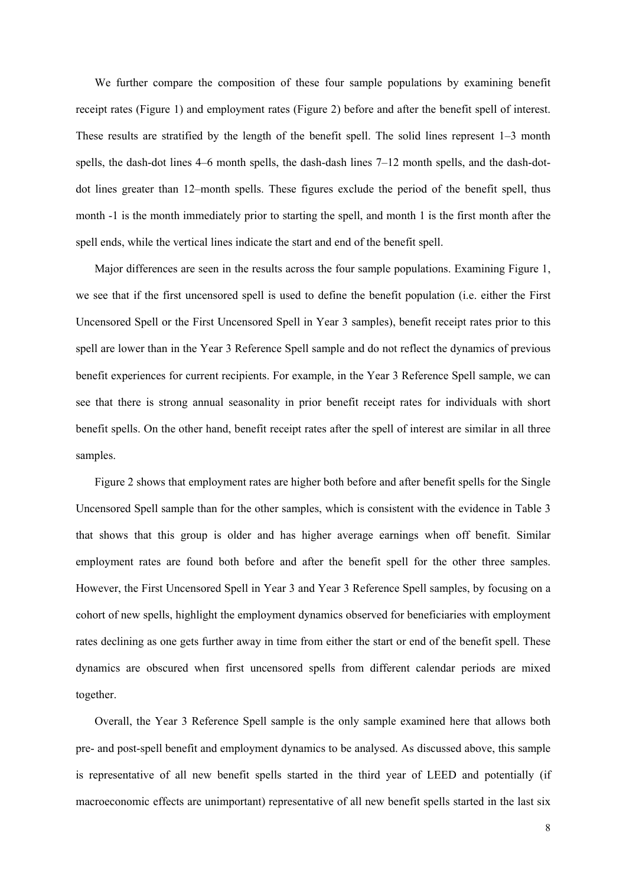We further compare the composition of these four sample populations by examining benefit receipt rates (Figure 1) and employment rates (Figure 2) before and after the benefit spell of interest. These results are stratified by the length of the benefit spell. The solid lines represent 1–3 month spells, the dash-dot lines 4–6 month spells, the dash-dash lines 7–12 month spells, and the dash-dot-dot lines greater than 12–month spells. These figures exclude the period of the benefit spell, thus month -1 is the month immediately prior to starting the spell, and month 1 is the first month after the spell ends, while the vertical lines indicate the start and end of the benefit spell.

Major differences are seen in the results across the four sample populations. Examining Figure 1, we see that if the first uncensored spell is used to define the benefit population (i.e. either the First Uncensored Spell or the First Uncensored Spell in Year 3 samples), benefit receipt rates prior to this spell are lower than in the Year 3 Reference Spell sample and do not reflect the dynamics of previous benefit experiences for current recipients. For example, in the Year 3 Reference Spell sample, we can see that there is strong annual seasonality in prior benefit receipt rates for individuals with short benefit spells. On the other hand, benefit receipt rates after the spell of interest are similar in all three samples.

Figure 2 shows that employment rates are higher both before and after benefit spells for the Single Uncensored Spell sample than for the other samples, which is consistent with the evidence in Table 3 that shows that this group is older and has higher average earnings when off benefit. Similar employment rates are found both before and after the benefit spell for the other three samples. However, the First Uncensored Spell in Year 3 and Year 3 Reference Spell samples, by focusing on a cohort of new spells, highlight the employment dynamics observed for beneficiaries with employment rates declining as one gets further away in time from either the start or end of the benefit spell. These dynamics are obscured when first uncensored spells from different calendar periods are mixed together.

Overall, the Year 3 Reference Spell sample is the only sample examined here that allows both pre- and post-spell benefit and employment dynamics to be analysed. As discussed above, this sample is representative of all new benefit spells started in the third year of LEED and potentially (if macroeconomic effects are unimportant) representative of all new benefit spells started in the last six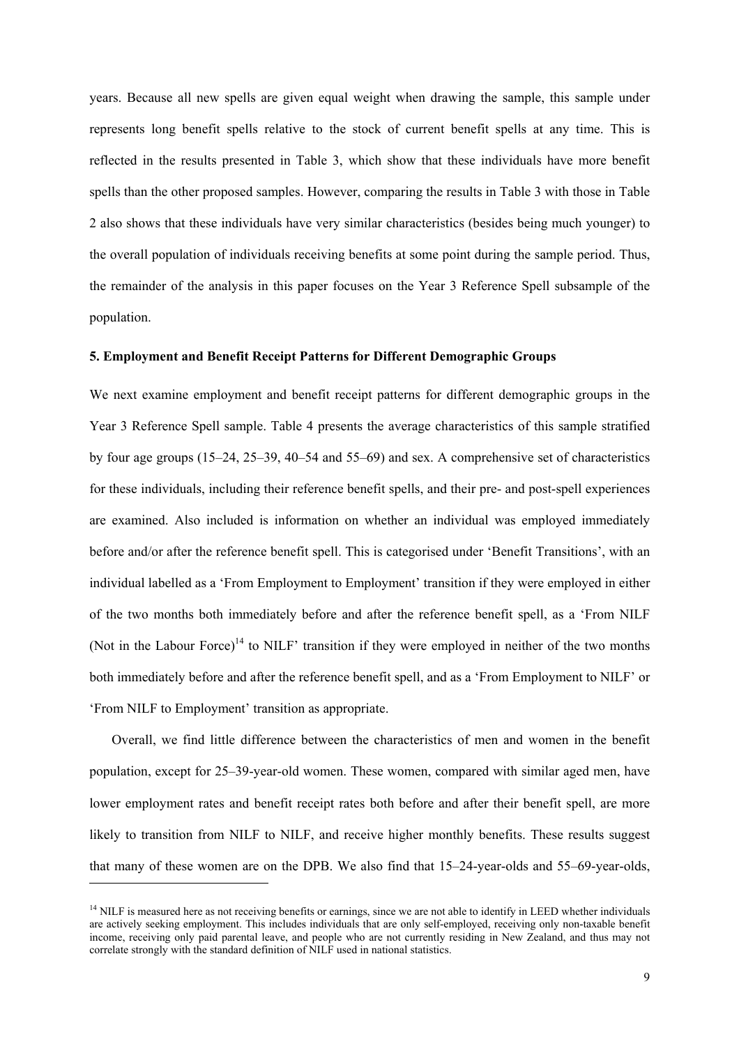years. Because all new spells are given equal weight when drawing the sample, this sample under represents long benefit spells relative to the stock of current benefit spells at any time. This is reflected in the results presented in Table 3, which show that these individuals have more benefit spells than the other proposed samples. However, comparing the results in Table 3 with those in Table 2 also shows that these individuals have very similar characteristics (besides being much younger) to the overall population of individuals receiving benefits at some point during the sample period. Thus, the remainder of the analysis in this paper focuses on the Year 3 Reference Spell subsample of the population.

## 5. Employment and Benefit Receipt Patterns for Different Demographic Groups

We next examine employment and benefit receipt patterns for different demographic groups in the Year 3 Reference Spell sample. Table 4 presents the average characteristics of this sample stratified by four age groups (15–24, 25–39, 40–54 and 55–69) and sex. A comprehensive set of characteristics for these individuals, including their reference benefit spells, and their pre- and post-spell experiences are examined. Also included is information on whether an individual was employed immediately before and/or after the reference benefit spell. This is categorised under 'Benefit Transitions', with an individual labelled as a 'From Employment to Employment' transition if they were employed in either of the two months both immediately before and after the reference benefit spell, as a 'From NILF (Not in the Labour Force)[14] to NILF' transition if they were employed in neither of the two months both immediately before and after the reference benefit spell, and as a 'From Employment to NILF' or 'From NILF to Employment' transition as appropriate.

Overall, we find little difference between the characteristics of men and women in the benefit population, except for 25–39-year-old women. These women, compared with similar aged men, have lower employment rates and benefit receipt rates both before and after their benefit spell, are more likely to transition from NILF to NILF, and receive higher monthly benefits. These results suggest that many of these women are on the DPB. We also find that 15–24-year-olds and 55–69-year-olds,

[14] NILF is measured here as not receiving benefits or earnings, since we are not able to identify in LEED whether individuals are actively seeking employment. This includes individuals that are only self-employed, receiving only non-taxable benefit income, receiving only paid parental leave, and people who are not currently residing in New Zealand, and thus may not correlate strongly with the standard definition of NILF used in national statistics.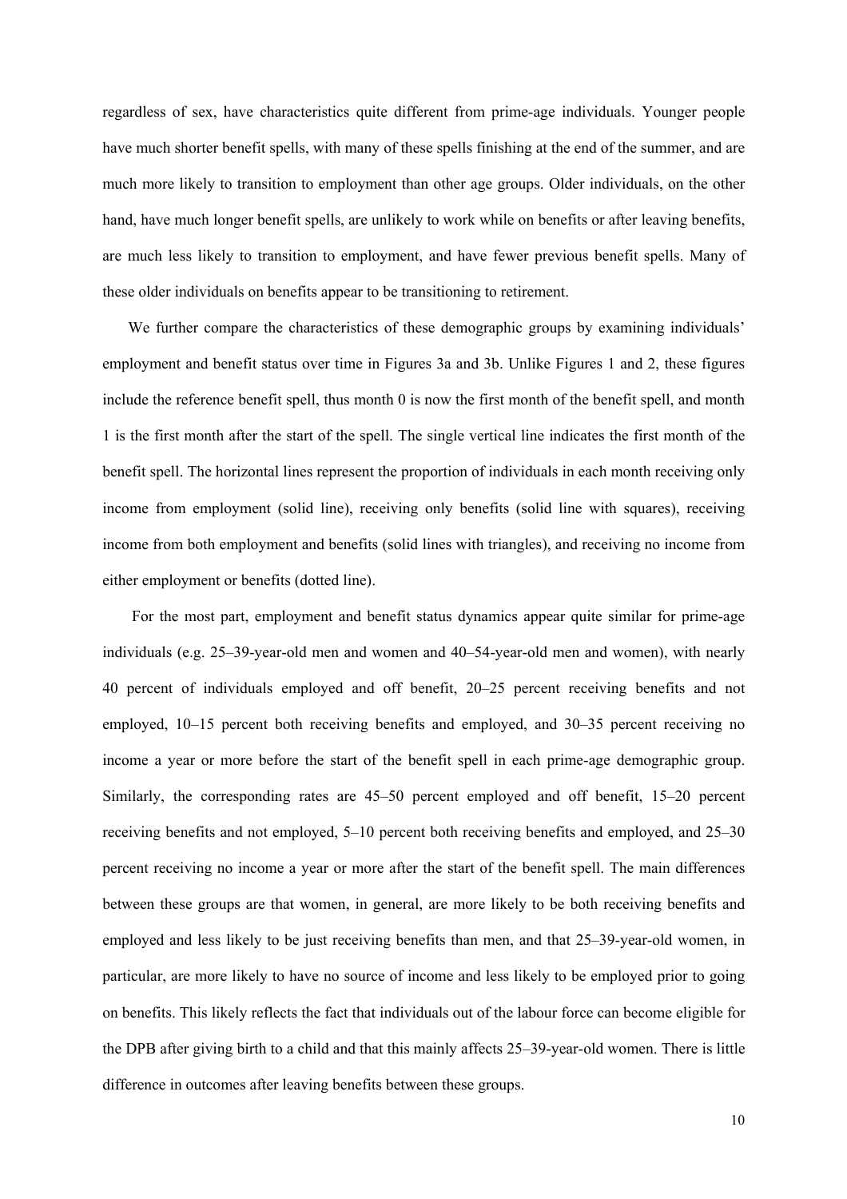regardless of sex, have characteristics quite different from prime-age individuals. Younger people have much shorter benefit spells, with many of these spells finishing at the end of the summer, and are much more likely to transition to employment than other age groups. Older individuals, on the other hand, have much longer benefit spells, are unlikely to work while on benefits or after leaving benefits, are much less likely to transition to employment, and have fewer previous benefit spells. Many of these older individuals on benefits appear to be transitioning to retirement.

We further compare the characteristics of these demographic groups by examining individuals' employment and benefit status over time in Figures 3a and 3b. Unlike Figures 1 and 2, these figures include the reference benefit spell, thus month 0 is now the first month of the benefit spell, and month 1 is the first month after the start of the spell. The single vertical line indicates the first month of the benefit spell. The horizontal lines represent the proportion of individuals in each month receiving only income from employment (solid line), receiving only benefits (solid line with squares), receiving income from both employment and benefits (solid lines with triangles), and receiving no income from either employment or benefits (dotted line).

For the most part, employment and benefit status dynamics appear quite similar for prime-age individuals (e.g. 25–39-year-old men and women and 40–54-year-old men and women), with nearly 40 percent of individuals employed and off benefit, 20–25 percent receiving benefits and not employed, 10–15 percent both receiving benefits and employed, and 30–35 percent receiving no income a year or more before the start of the benefit spell in each prime-age demographic group. Similarly, the corresponding rates are 45–50 percent employed and off benefit, 15–20 percent receiving benefits and not employed, 5–10 percent both receiving benefits and employed, and 25–30 percent receiving no income a year or more after the start of the benefit spell. The main differences between these groups are that women, in general, are more likely to be both receiving benefits and employed and less likely to be just receiving benefits than men, and that 25–39-year-old women, in particular, are more likely to have no source of income and less likely to be employed prior to going on benefits. This likely reflects the fact that individuals out of the labour force can become eligible for the DPB after giving birth to a child and that this mainly affects 25–39-year-old women. There is little difference in outcomes after leaving benefits between these groups.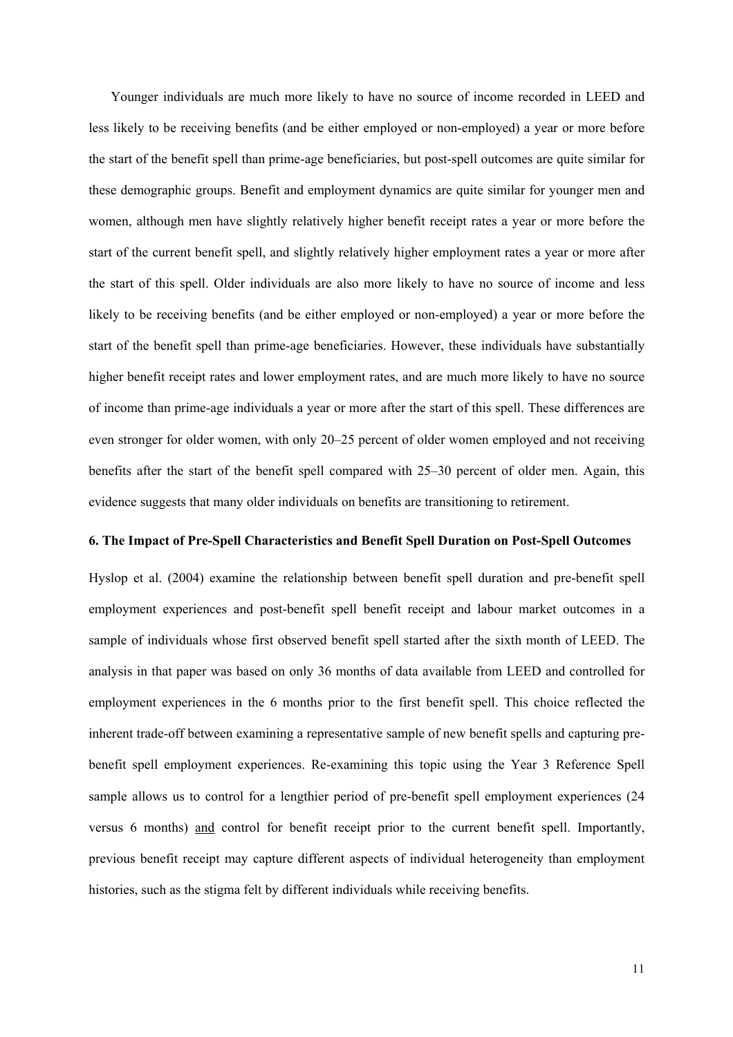Younger individuals are much more likely to have no source of income recorded in LEED and less likely to be receiving benefits (and be either employed or non-employed) a year or more before the start of the benefit spell than prime-age beneficiaries, but post-spell outcomes are quite similar for these demographic groups. Benefit and employment dynamics are quite similar for younger men and women, although men have slightly relatively higher benefit receipt rates a year or more before the start of the current benefit spell, and slightly relatively higher employment rates a year or more after the start of this spell. Older individuals are also more likely to have no source of income and less likely to be receiving benefits (and be either employed or non-employed) a year or more before the start of the benefit spell than prime-age beneficiaries. However, these individuals have substantially higher benefit receipt rates and lower employment rates, and are much more likely to have no source of income than prime-age individuals a year or more after the start of this spell. These differences are even stronger for older women, with only 20–25 percent of older women employed and not receiving benefits after the start of the benefit spell compared with 25–30 percent of older men. Again, this evidence suggests that many older individuals on benefits are transitioning to retirement.

### 6. The Impact of Pre-Spell Characteristics and Benefit Spell Duration on Post-Spell Outcomes

Hyslop et al. (2004) examine the relationship between benefit spell duration and pre-benefit spell employment experiences and post-benefit spell benefit receipt and labour market outcomes in a sample of individuals whose first observed benefit spell started after the sixth month of LEED. The analysis in that paper was based on only 36 months of data available from LEED and controlled for employment experiences in the 6 months prior to the first benefit spell. This choice reflected the inherent trade-off between examining a representative sample of new benefit spells and capturing pre-benefit spell employment experiences. Re-examining this topic using the Year 3 Reference Spell sample allows us to control for a lengthier period of pre-benefit spell employment experiences (24 versus 6 months) and control for benefit receipt prior to the current benefit spell. Importantly, previous benefit receipt may capture different aspects of individual heterogeneity than employment histories, such as the stigma felt by different individuals while receiving benefits.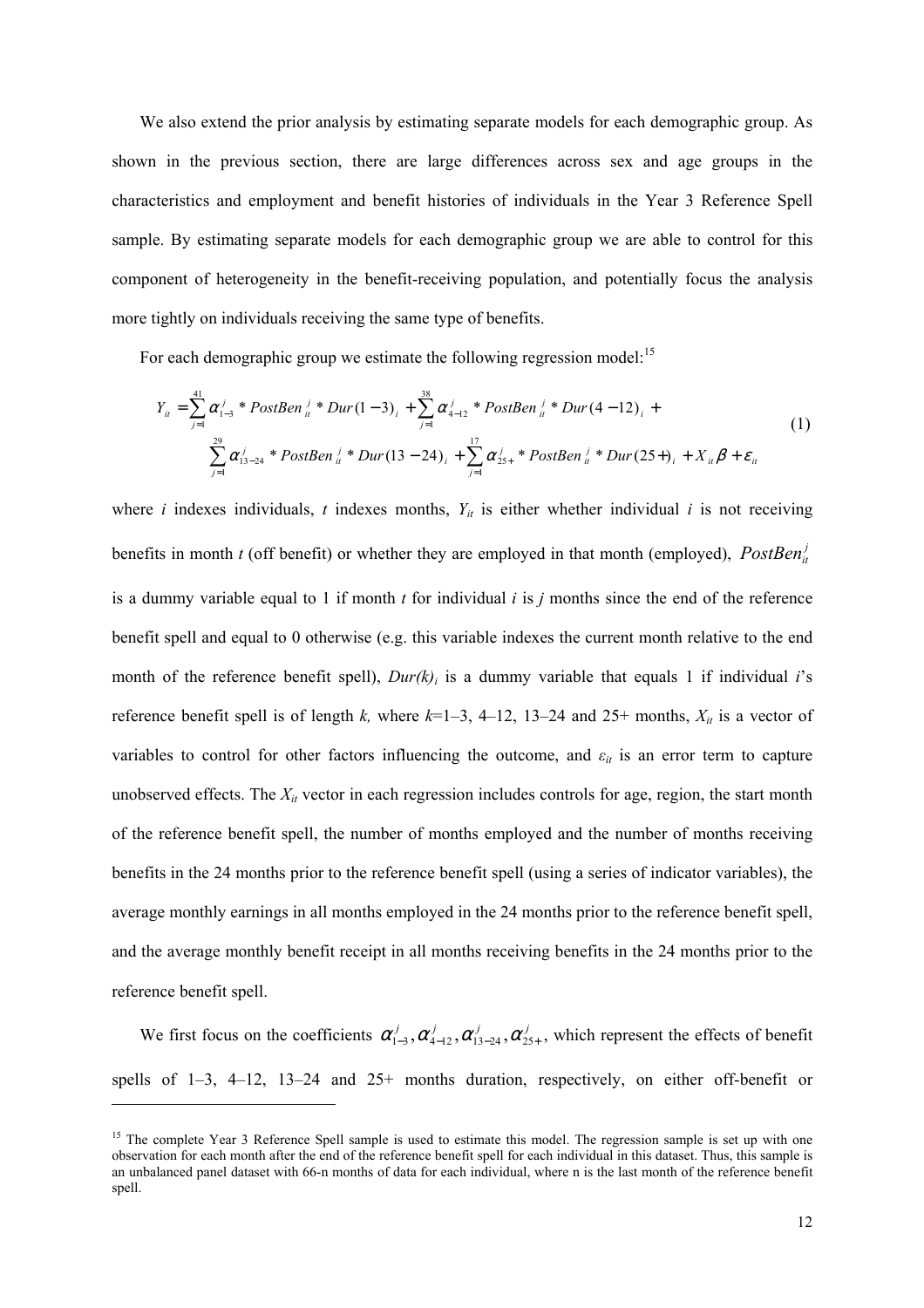We also extend the prior analysis by estimating separate models for each demographic group. As shown in the previous section, there are large differences across sex and age groups in the characteristics and employment and benefit histories of individuals in the Year 3 Reference Spell sample. By estimating separate models for each demographic group we are able to control for this component of heterogeneity in the benefit-receiving population, and potentially focus the analysis more tightly on individuals receiving the same type of benefits.

For each demographic group we estimate the following regression model:[15]

$$
\begin{aligned}
Y_{it} = & \sum_{j=1}^{41} \alpha_{1-3}^{j} * PostBen_{it}^{j} * Dur(1-3)_i + \sum_{j=1}^{38} \alpha_{4-12}^{j} * PostBen_{it}^{j} * Dur(4-12)_i + \\
& \sum_{j=1}^{29} \alpha_{13-24}^{j} * PostBen_{it}^{j} * Dur(13-24)_i + \sum_{j=1}^{17} \alpha_{25+}^{j} * PostBen_{it}^{j} * Dur(25+)_i + X_{it}\beta + \varepsilon_{it}
\end{aligned}
\tag{1}
$$

where $i$ indexes individuals, $t$ indexes months, $Y_{it}$ is either whether individual $i$ is not receiving benefits in month $t$ (off benefit) or whether they are employed in that month (employed), $PostBen_{it}^{j}$ is a dummy variable equal to 1 if month $t$ for individual $i$ is $j$ months since the end of the reference benefit spell and equal to 0 otherwise (e.g. this variable indexes the current month relative to the end month of the reference benefit spell), $Dur(k)_i$ is a dummy variable that equals 1 if individual $i$'s reference benefit spell is of length $k$, where $k$=1–3, 4–12, 13–24 and 25+ months, $X_{it}$ is a vector of variables to control for other factors influencing the outcome, and $\varepsilon_{it}$ is an error term to capture unobserved effects. The $X_{it}$ vector in each regression includes controls for age, region, the start month of the reference benefit spell, the number of months employed and the number of months receiving benefits in the 24 months prior to the reference benefit spell (using a series of indicator variables), the average monthly earnings in all months employed in the 24 months prior to the reference benefit spell, and the average monthly benefit receipt in all months receiving benefits in the 24 months prior to the reference benefit spell.

We first focus on the coefficients $\alpha_{1-3}^{j}, \alpha_{4-12}^{j}, \alpha_{13-24}^{j}, \alpha_{25+}^{j}$, which represent the effects of benefit spells of 1–3, 4–12, 13–24 and 25+ months duration, respectively, on either off-benefit or

---

[15] The complete Year 3 Reference Spell sample is used to estimate this model. The regression sample is set up with one observation for each month after the end of the reference benefit spell for each individual in this dataset. Thus, this sample is an unbalanced panel dataset with 66-n months of data for each individual, where n is the last month of the reference benefit spell.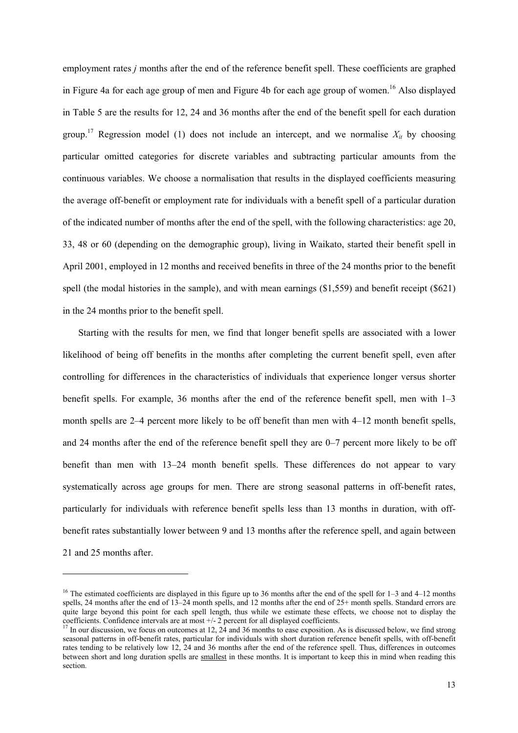employment rates *j* months after the end of the reference benefit spell. These coefficients are graphed in Figure 4a for each age group of men and Figure 4b for each age group of women.[16] Also displayed in Table 5 are the results for 12, 24 and 36 months after the end of the benefit spell for each duration group.[17] Regression model (1) does not include an intercept, and we normalise $X_{it}$ by choosing particular omitted categories for discrete variables and subtracting particular amounts from the continuous variables. We choose a normalisation that results in the displayed coefficients measuring the average off-benefit or employment rate for individuals with a benefit spell of a particular duration of the indicated number of months after the end of the spell, with the following characteristics: age 20, 33, 48 or 60 (depending on the demographic group), living in Waikato, started their benefit spell in April 2001, employed in 12 months and received benefits in three of the 24 months prior to the benefit spell (the modal histories in the sample), and with mean earnings ($1,559) and benefit receipt ($621) in the 24 months prior to the benefit spell.

Starting with the results for men, we find that longer benefit spells are associated with a lower likelihood of being off benefits in the months after completing the current benefit spell, even after controlling for differences in the characteristics of individuals that experience longer versus shorter benefit spells. For example, 36 months after the end of the reference benefit spell, men with 1–3 month spells are 2–4 percent more likely to be off benefit than men with 4–12 month benefit spells, and 24 months after the end of the reference benefit spell they are 0–7 percent more likely to be off benefit than men with 13–24 month benefit spells. These differences do not appear to vary systematically across age groups for men. There are strong seasonal patterns in off-benefit rates, particularly for individuals with reference benefit spells less than 13 months in duration, with off-benefit rates substantially lower between 9 and 13 months after the reference spell, and again between 21 and 25 months after.

---

[16] The estimated coefficients are displayed in this figure up to 36 months after the end of the spell for 1–3 and 4–12 months spells, 24 months after the end of 13–24 month spells, and 12 months after the end of 25+ month spells. Standard errors are quite large beyond this point for each spell length, thus while we estimate these effects, we choose not to display the coefficients. Confidence intervals are at most +/- 2 percent for all displayed coefficients.

[17] In our discussion, we focus on outcomes at 12, 24 and 36 months to ease exposition. As is discussed below, we find strong seasonal patterns in off-benefit rates, particular for individuals with short duration reference benefit spells, with off-benefit rates tending to be relatively low 12, 24 and 36 months after the end of the reference spell. Thus, differences in outcomes between short and long duration spells are smallest in these months. It is important to keep this in mind when reading this section.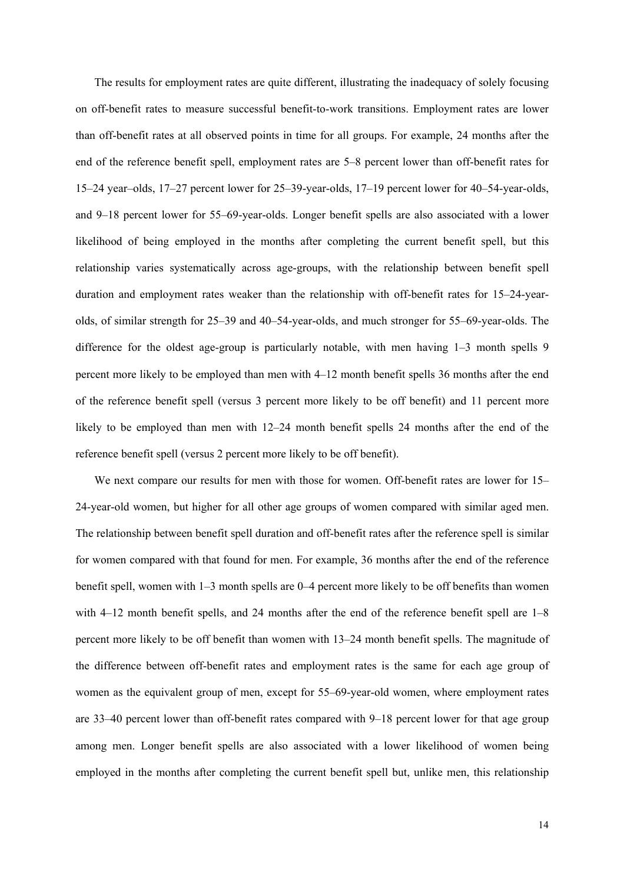The results for employment rates are quite different, illustrating the inadequacy of solely focusing on off-benefit rates to measure successful benefit-to-work transitions. Employment rates are lower than off-benefit rates at all observed points in time for all groups. For example, 24 months after the end of the reference benefit spell, employment rates are 5–8 percent lower than off-benefit rates for 15–24 year–olds, 17–27 percent lower for 25–39-year-olds, 17–19 percent lower for 40–54-year-olds, and 9–18 percent lower for 55–69-year-olds. Longer benefit spells are also associated with a lower likelihood of being employed in the months after completing the current benefit spell, but this relationship varies systematically across age-groups, with the relationship between benefit spell duration and employment rates weaker than the relationship with off-benefit rates for 15–24-year-olds, of similar strength for 25–39 and 40–54-year-olds, and much stronger for 55–69-year-olds. The difference for the oldest age-group is particularly notable, with men having 1–3 month spells 9 percent more likely to be employed than men with 4–12 month benefit spells 36 months after the end of the reference benefit spell (versus 3 percent more likely to be off benefit) and 11 percent more likely to be employed than men with 12–24 month benefit spells 24 months after the end of the reference benefit spell (versus 2 percent more likely to be off benefit).

We next compare our results for men with those for women. Off-benefit rates are lower for 15–24-year-old women, but higher for all other age groups of women compared with similar aged men. The relationship between benefit spell duration and off-benefit rates after the reference spell is similar for women compared with that found for men. For example, 36 months after the end of the reference benefit spell, women with 1–3 month spells are 0–4 percent more likely to be off benefits than women with 4–12 month benefit spells, and 24 months after the end of the reference benefit spell are 1–8 percent more likely to be off benefit than women with 13–24 month benefit spells. The magnitude of the difference between off-benefit rates and employment rates is the same for each age group of women as the equivalent group of men, except for 55–69-year-old women, where employment rates are 33–40 percent lower than off-benefit rates compared with 9–18 percent lower for that age group among men. Longer benefit spells are also associated with a lower likelihood of women being employed in the months after completing the current benefit spell but, unlike men, this relationship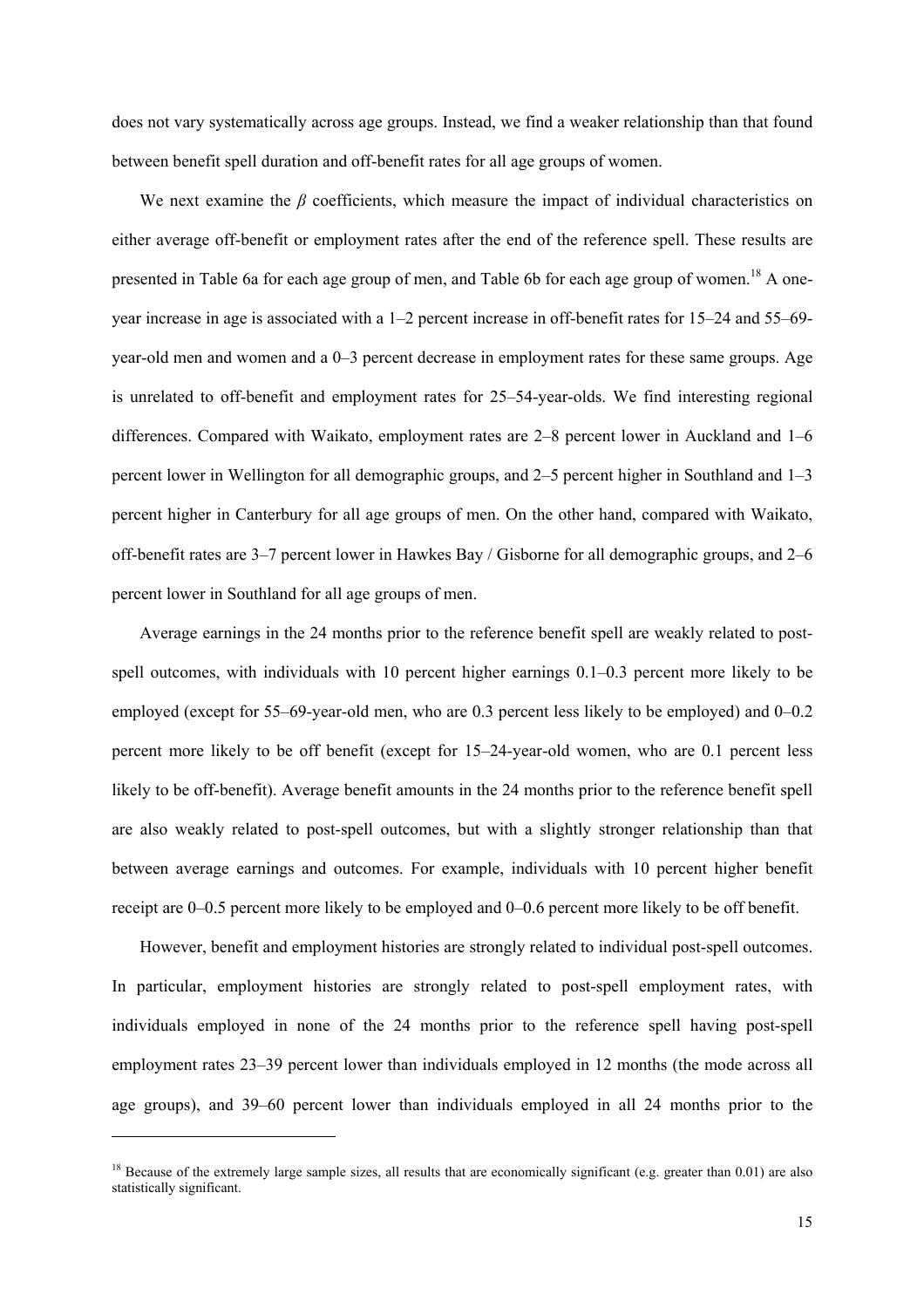does not vary systematically across age groups. Instead, we find a weaker relationship than that found between benefit spell duration and off-benefit rates for all age groups of women.

We next examine the $\beta$ coefficients, which measure the impact of individual characteristics on either average off-benefit or employment rates after the end of the reference spell. These results are presented in Table 6a for each age group of men, and Table 6b for each age group of women.[18] A one-year increase in age is associated with a 1–2 percent increase in off-benefit rates for 15–24 and 55–69-year-old men and women and a 0–3 percent decrease in employment rates for these same groups. Age is unrelated to off-benefit and employment rates for 25–54-year-olds. We find interesting regional differences. Compared with Waikato, employment rates are 2–8 percent lower in Auckland and 1–6 percent lower in Wellington for all demographic groups, and 2–5 percent higher in Southland and 1–3 percent higher in Canterbury for all age groups of men. On the other hand, compared with Waikato, off-benefit rates are 3–7 percent lower in Hawkes Bay / Gisborne for all demographic groups, and 2–6 percent lower in Southland for all age groups of men.

Average earnings in the 24 months prior to the reference benefit spell are weakly related to post-spell outcomes, with individuals with 10 percent higher earnings 0.1–0.3 percent more likely to be employed (except for 55–69-year-old men, who are 0.3 percent less likely to be employed) and 0–0.2 percent more likely to be off benefit (except for 15–24-year-old women, who are 0.1 percent less likely to be off-benefit). Average benefit amounts in the 24 months prior to the reference benefit spell are also weakly related to post-spell outcomes, but with a slightly stronger relationship than that between average earnings and outcomes. For example, individuals with 10 percent higher benefit receipt are 0–0.5 percent more likely to be employed and 0–0.6 percent more likely to be off benefit.

However, benefit and employment histories are strongly related to individual post-spell outcomes. In particular, employment histories are strongly related to post-spell employment rates, with individuals employed in none of the 24 months prior to the reference spell having post-spell employment rates 23–39 percent lower than individuals employed in 12 months (the mode across all age groups), and 39–60 percent lower than individuals employed in all 24 months prior to the

[18] Because of the extremely large sample sizes, all results that are economically significant (e.g. greater than 0.01) are also statistically significant.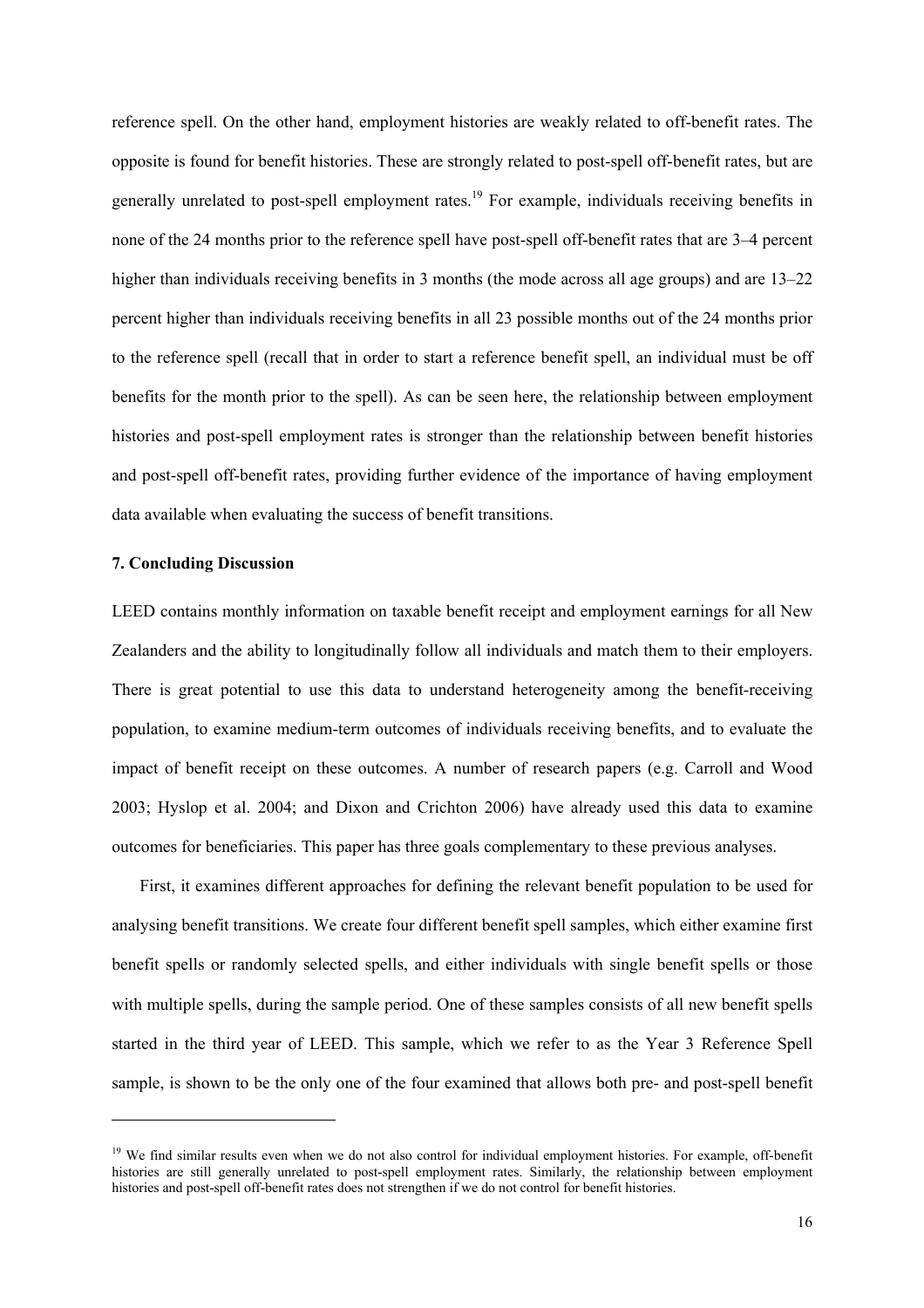reference spell. On the other hand, employment histories are weakly related to off-benefit rates. The opposite is found for benefit histories. These are strongly related to post-spell off-benefit rates, but are generally unrelated to post-spell employment rates.[19] For example, individuals receiving benefits in none of the 24 months prior to the reference spell have post-spell off-benefit rates that are 3–4 percent higher than individuals receiving benefits in 3 months (the mode across all age groups) and are 13–22 percent higher than individuals receiving benefits in all 23 possible months out of the 24 months prior to the reference spell (recall that in order to start a reference benefit spell, an individual must be off benefits for the month prior to the spell). As can be seen here, the relationship between employment histories and post-spell employment rates is stronger than the relationship between benefit histories and post-spell off-benefit rates, providing further evidence of the importance of having employment data available when evaluating the success of benefit transitions.

## 7. Concluding Discussion

LEED contains monthly information on taxable benefit receipt and employment earnings for all New Zealanders and the ability to longitudinally follow all individuals and match them to their employers. There is great potential to use this data to understand heterogeneity among the benefit-receiving population, to examine medium-term outcomes of individuals receiving benefits, and to evaluate the impact of benefit receipt on these outcomes. A number of research papers (e.g. Carroll and Wood 2003; Hyslop et al. 2004; and Dixon and Crichton 2006) have already used this data to examine outcomes for beneficiaries. This paper has three goals complementary to these previous analyses.

First, it examines different approaches for defining the relevant benefit population to be used for analysing benefit transitions. We create four different benefit spell samples, which either examine first benefit spells or randomly selected spells, and either individuals with single benefit spells or those with multiple spells, during the sample period. One of these samples consists of all new benefit spells started in the third year of LEED. This sample, which we refer to as the Year 3 Reference Spell sample, is shown to be the only one of the four examined that allows both pre- and post-spell benefit

---

[19] We find similar results even when we do not also control for individual employment histories. For example, off-benefit histories are still generally unrelated to post-spell employment rates. Similarly, the relationship between employment histories and post-spell off-benefit rates does not strengthen if we do not control for benefit histories.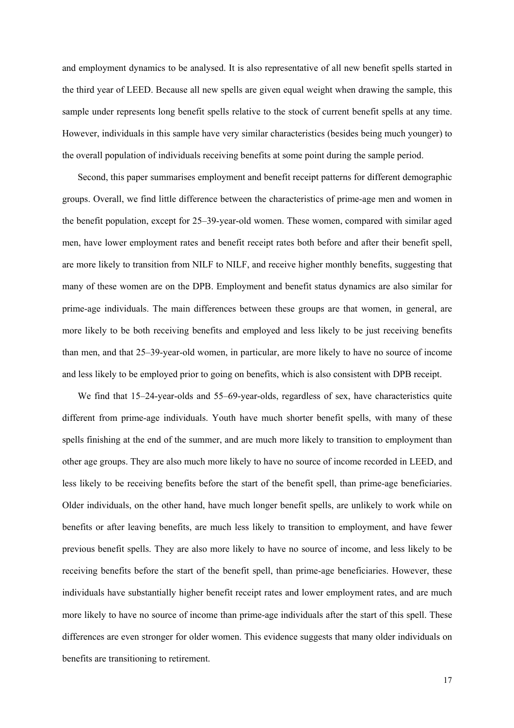and employment dynamics to be analysed. It is also representative of all new benefit spells started in the third year of LEED. Because all new spells are given equal weight when drawing the sample, this sample under represents long benefit spells relative to the stock of current benefit spells at any time. However, individuals in this sample have very similar characteristics (besides being much younger) to the overall population of individuals receiving benefits at some point during the sample period.

Second, this paper summarises employment and benefit receipt patterns for different demographic groups. Overall, we find little difference between the characteristics of prime-age men and women in the benefit population, except for 25–39-year-old women. These women, compared with similar aged men, have lower employment rates and benefit receipt rates both before and after their benefit spell, are more likely to transition from NILF to NILF, and receive higher monthly benefits, suggesting that many of these women are on the DPB. Employment and benefit status dynamics are also similar for prime-age individuals. The main differences between these groups are that women, in general, are more likely to be both receiving benefits and employed and less likely to be just receiving benefits than men, and that 25–39-year-old women, in particular, are more likely to have no source of income and less likely to be employed prior to going on benefits, which is also consistent with DPB receipt.

We find that 15–24-year-olds and 55–69-year-olds, regardless of sex, have characteristics quite different from prime-age individuals. Youth have much shorter benefit spells, with many of these spells finishing at the end of the summer, and are much more likely to transition to employment than other age groups. They are also much more likely to have no source of income recorded in LEED, and less likely to be receiving benefits before the start of the benefit spell, than prime-age beneficiaries. Older individuals, on the other hand, have much longer benefit spells, are unlikely to work while on benefits or after leaving benefits, are much less likely to transition to employment, and have fewer previous benefit spells. They are also more likely to have no source of income, and less likely to be receiving benefits before the start of the benefit spell, than prime-age beneficiaries. However, these individuals have substantially higher benefit receipt rates and lower employment rates, and are much more likely to have no source of income than prime-age individuals after the start of this spell. These differences are even stronger for older women. This evidence suggests that many older individuals on benefits are transitioning to retirement.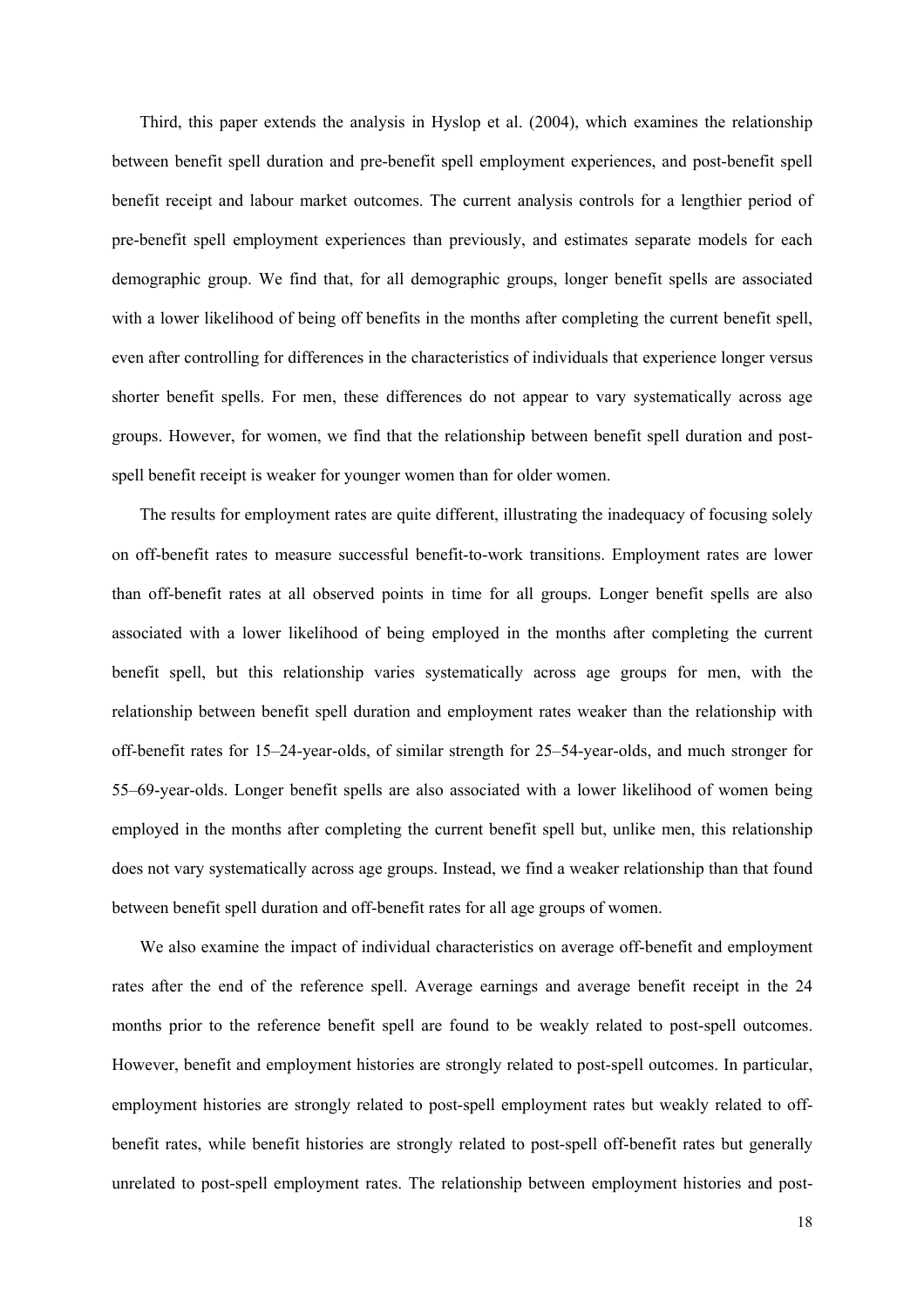Third, this paper extends the analysis in Hyslop et al. (2004), which examines the relationship between benefit spell duration and pre-benefit spell employment experiences, and post-benefit spell benefit receipt and labour market outcomes. The current analysis controls for a lengthier period of pre-benefit spell employment experiences than previously, and estimates separate models for each demographic group. We find that, for all demographic groups, longer benefit spells are associated with a lower likelihood of being off benefits in the months after completing the current benefit spell, even after controlling for differences in the characteristics of individuals that experience longer versus shorter benefit spells. For men, these differences do not appear to vary systematically across age groups. However, for women, we find that the relationship between benefit spell duration and post-spell benefit receipt is weaker for younger women than for older women.

The results for employment rates are quite different, illustrating the inadequacy of focusing solely on off-benefit rates to measure successful benefit-to-work transitions. Employment rates are lower than off-benefit rates at all observed points in time for all groups. Longer benefit spells are also associated with a lower likelihood of being employed in the months after completing the current benefit spell, but this relationship varies systematically across age groups for men, with the relationship between benefit spell duration and employment rates weaker than the relationship with off-benefit rates for 15–24-year-olds, of similar strength for 25–54-year-olds, and much stronger for 55–69-year-olds. Longer benefit spells are also associated with a lower likelihood of women being employed in the months after completing the current benefit spell but, unlike men, this relationship does not vary systematically across age groups. Instead, we find a weaker relationship than that found between benefit spell duration and off-benefit rates for all age groups of women.

We also examine the impact of individual characteristics on average off-benefit and employment rates after the end of the reference spell. Average earnings and average benefit receipt in the 24 months prior to the reference benefit spell are found to be weakly related to post-spell outcomes. However, benefit and employment histories are strongly related to post-spell outcomes. In particular, employment histories are strongly related to post-spell employment rates but weakly related to off-benefit rates, while benefit histories are strongly related to post-spell off-benefit rates but generally unrelated to post-spell employment rates. The relationship between employment histories and post-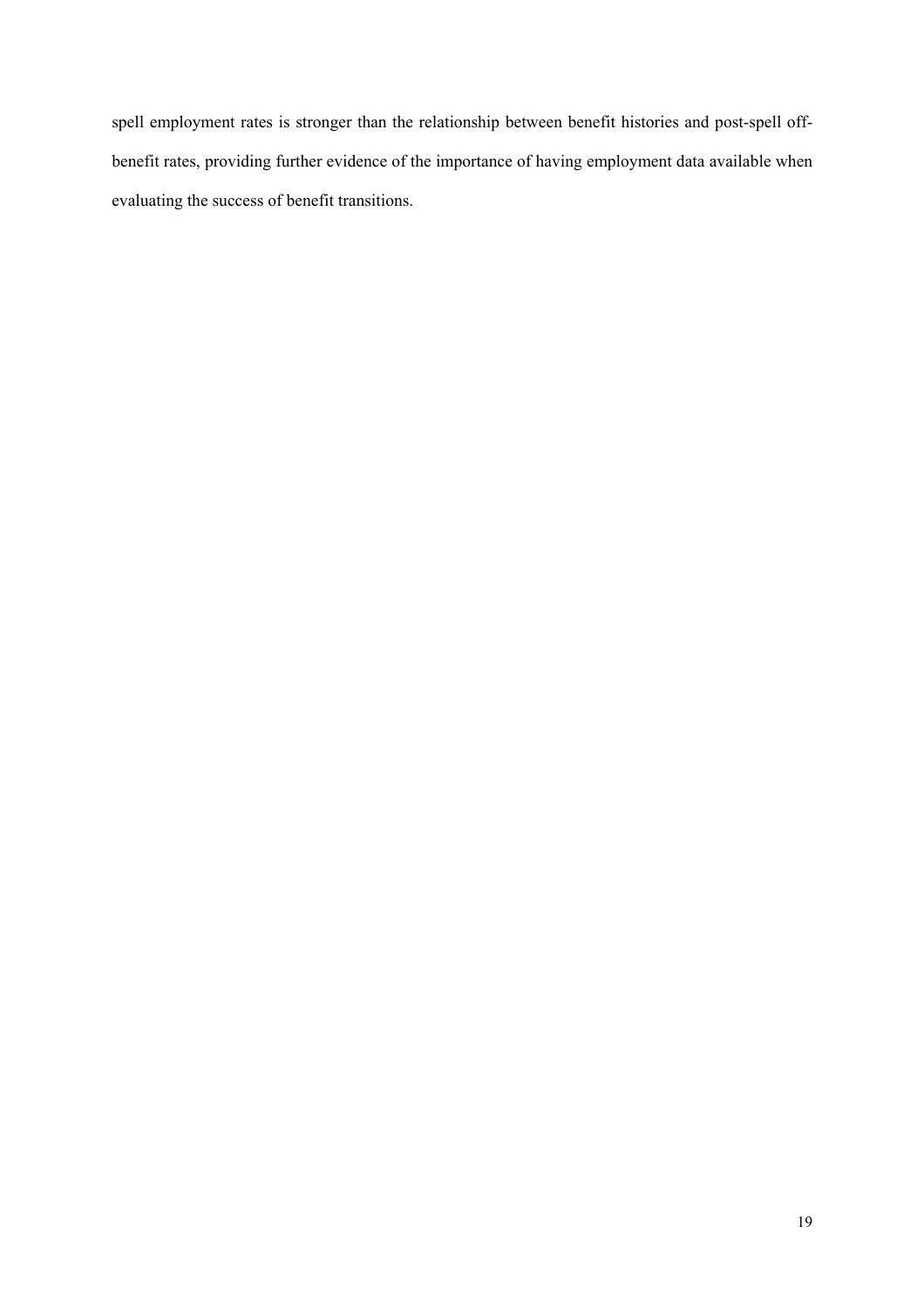spell employment rates is stronger than the relationship between benefit histories and post-spell off-benefit rates, providing further evidence of the importance of having employment data available when evaluating the success of benefit transitions.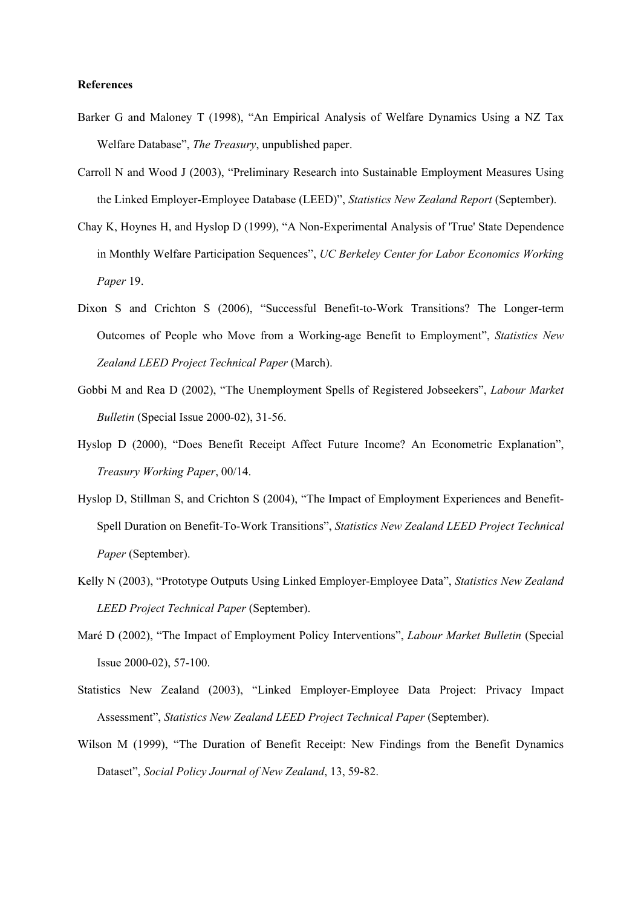**References**

Barker G and Maloney T (1998), "An Empirical Analysis of Welfare Dynamics Using a NZ Tax Welfare Database", *The Treasury*, unpublished paper.

Carroll N and Wood J (2003), "Preliminary Research into Sustainable Employment Measures Using the Linked Employer-Employee Database (LEED)", *Statistics New Zealand Report* (September).

Chay K, Hoynes H, and Hyslop D (1999), "A Non-Experimental Analysis of 'True' State Dependence in Monthly Welfare Participation Sequences", *UC Berkeley Center for Labor Economics Working Paper* 19.

Dixon S and Crichton S (2006), "Successful Benefit-to-Work Transitions? The Longer-term Outcomes of People who Move from a Working-age Benefit to Employment", *Statistics New Zealand LEED Project Technical Paper* (March).

Gobbi M and Rea D (2002), "The Unemployment Spells of Registered Jobseekers", *Labour Market Bulletin* (Special Issue 2000-02), 31-56.

Hyslop D (2000), "Does Benefit Receipt Affect Future Income? An Econometric Explanation", *Treasury Working Paper*, 00/14.

Hyslop D, Stillman S, and Crichton S (2004), "The Impact of Employment Experiences and Benefit-Spell Duration on Benefit-To-Work Transitions", *Statistics New Zealand LEED Project Technical Paper* (September).

Kelly N (2003), "Prototype Outputs Using Linked Employer-Employee Data", *Statistics New Zealand LEED Project Technical Paper* (September).

Maré D (2002), "The Impact of Employment Policy Interventions", *Labour Market Bulletin* (Special Issue 2000-02), 57-100.

Statistics New Zealand (2003), "Linked Employer-Employee Data Project: Privacy Impact Assessment", *Statistics New Zealand LEED Project Technical Paper* (September).

Wilson M (1999), "The Duration of Benefit Receipt: New Findings from the Benefit Dynamics Dataset", *Social Policy Journal of New Zealand*, 13, 59-82.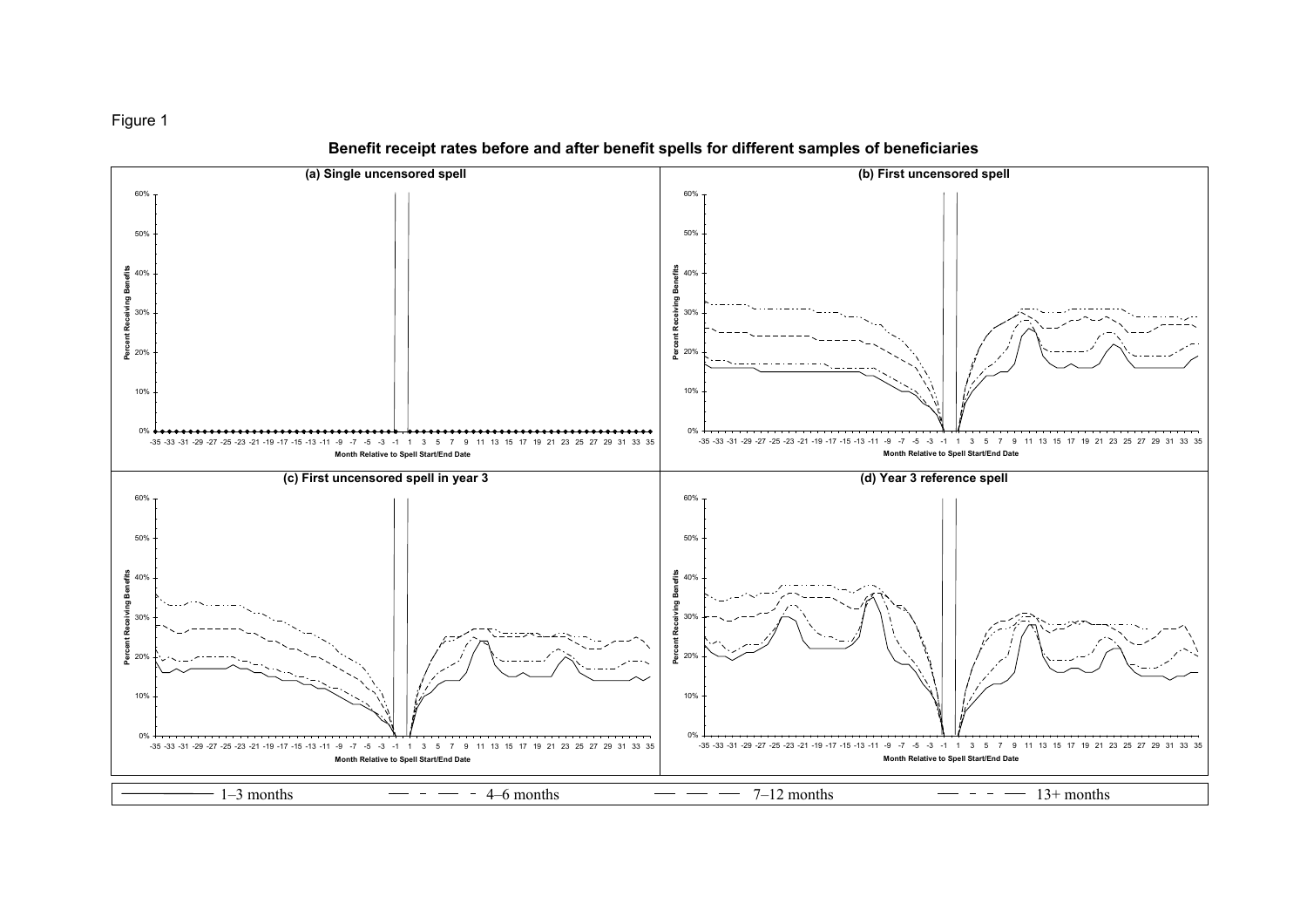Figure 1

**Benefit receipt rates before and after benefit spells for different samples of beneficiaries**

(a) Single uncensored spell

(b) First uncensored spell

(c) First uncensored spell in year 3

(d) Year 3 reference spell

Percent Receiving Benefits

Month Relative to Spell Start/End Date

1–3 months — 4–6 months — 7–12 months — 13+ months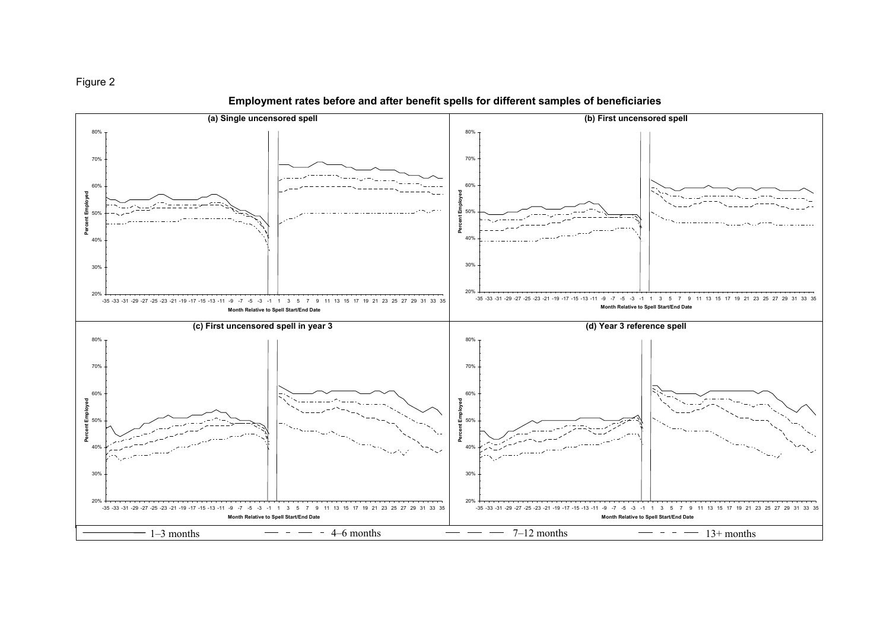Figure 2

**Employment rates before and after benefit spells for different samples of beneficiaries**

(a) Single uncensored spell

(b) First uncensored spell

(c) First uncensored spell in year 3

(d) Year 3 reference spell

Percent Employed

Month Relative to Spell Start/End Date

1–3 months — 4–6 months — 7–12 months — 13+ months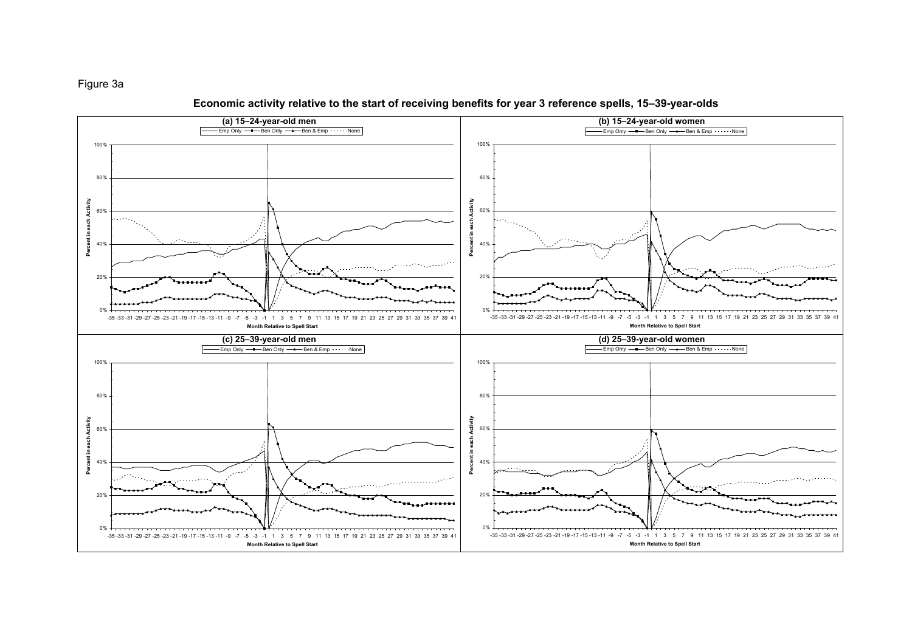Figure 3a

**Economic activity relative to the start of receiving benefits for year 3 reference spells, 15–39-year-olds**

**(a) 15–24-year-old men**

Emp Only — Ben Only — Ben & Emp ······ None

Percent in each Activity

Month Relative to Spell Start

**(b) 15–24-year-old women**

Emp Only — Ben Only — Ben & Emp ······ None

Percent in each Activity

Month Relative to Spell Start

**(c) 25–39-year-old men**

Emp Only — Ben Only — Ben & Emp ······ None

Percent in each Activity

Month Relative to Spell Start

**(d) 25–39-year-old women**

Emp Only — Ben Only — Ben & Emp ······ None

Percent in each Activity

Month Relative to Spell Start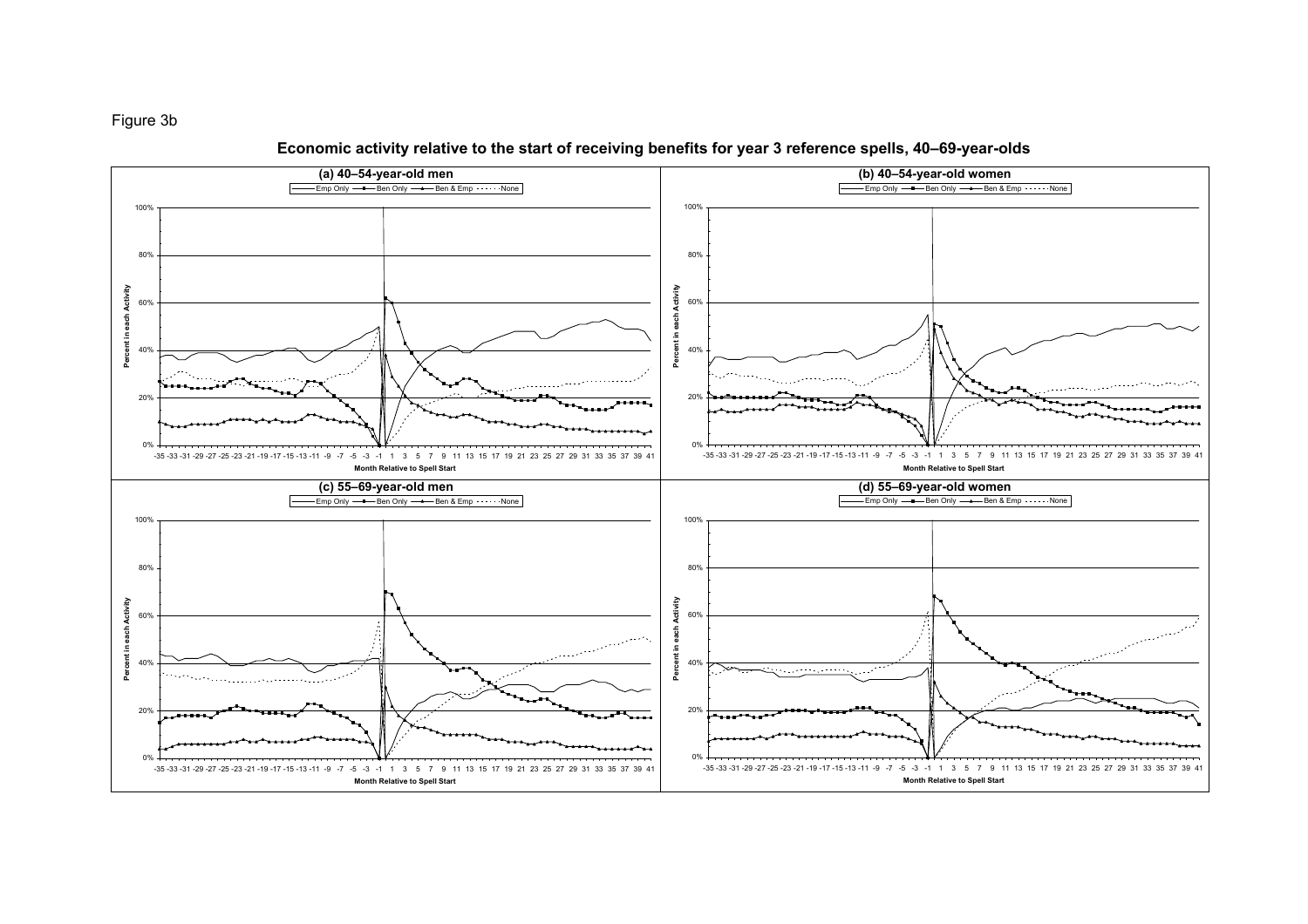Figure 3b

**Economic activity relative to the start of receiving benefits for year 3 reference spells, 40–69-year-olds**

**(a) 40–54-year-old men**

Emp Only — Ben Only — Ben & Emp ······ None

Percent in each Activity

Month Relative to Spell Start

**(b) 40–54-year-old women**

Emp Only — Ben Only — Ben & Emp ······ None

Percent in each Activity

Month Relative to Spell Start

**(c) 55–69-year-old men**

Emp Only — Ben Only — Ben & Emp ······ None

Percent in each Activity

Month Relative to Spell Start

**(d) 55–69-year-old women**

Emp Only — Ben Only — Ben & Emp ······ None

Percent in each Activity

Month Relative to Spell Start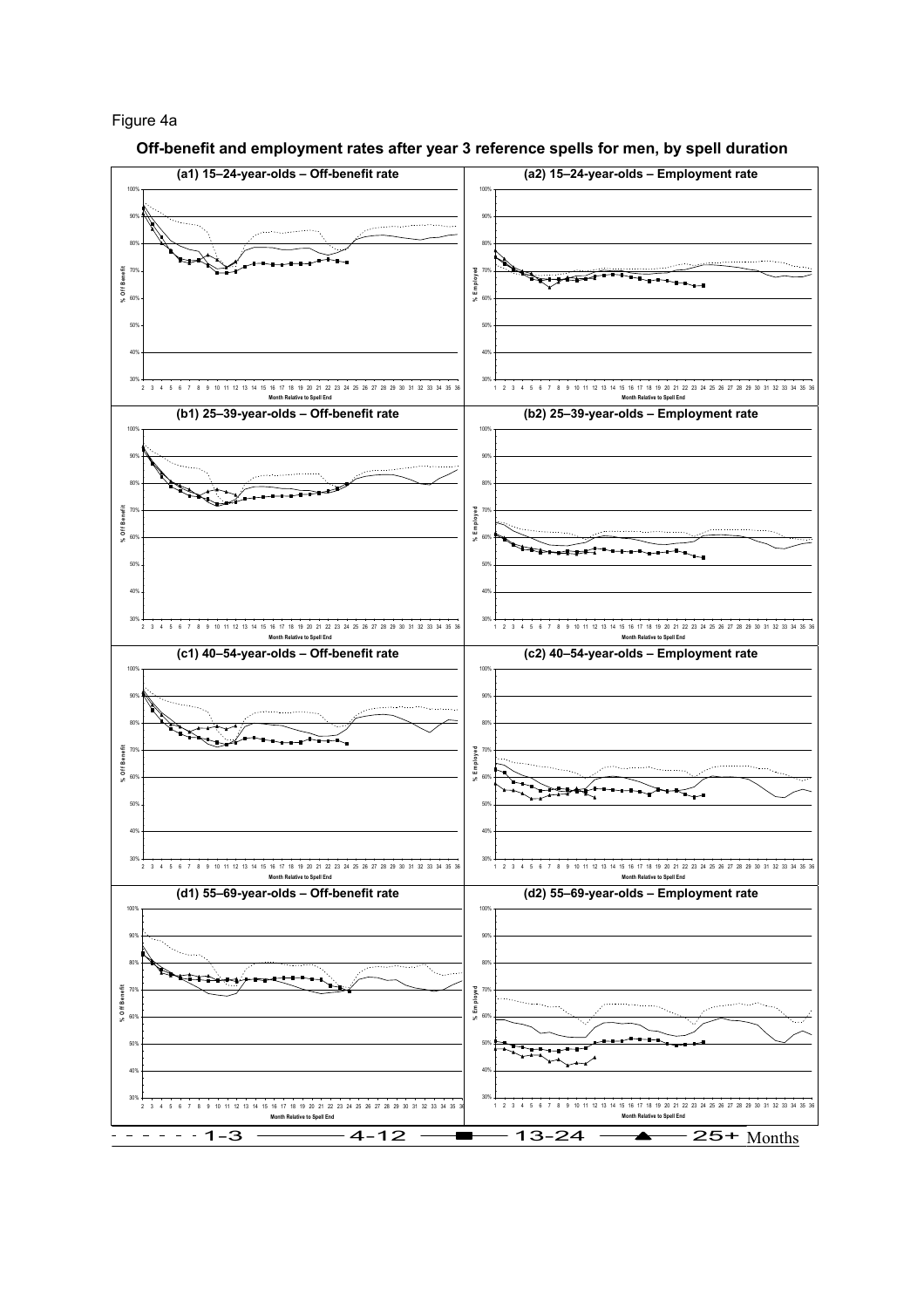Figure 4a

**Off-benefit and employment rates after year 3 reference spells for men, by spell duration**

**(a1) 15–24-year-olds – Off-benefit rate**

**(a2) 15–24-year-olds – Employment rate**

**(b1) 25–39-year-olds – Off-benefit rate**

**(b2) 25–39-year-olds – Employment rate**

**(c1) 40–54-year-olds – Off-benefit rate**

**(c2) 40–54-year-olds – Employment rate**

**(d1) 55–69-year-olds – Off-benefit rate**

**(d2) 55–69-year-olds – Employment rate**

Legend: 1-3 (dotted line), 4-12 (solid line), 13-24 (squares), 25+ Months (triangles)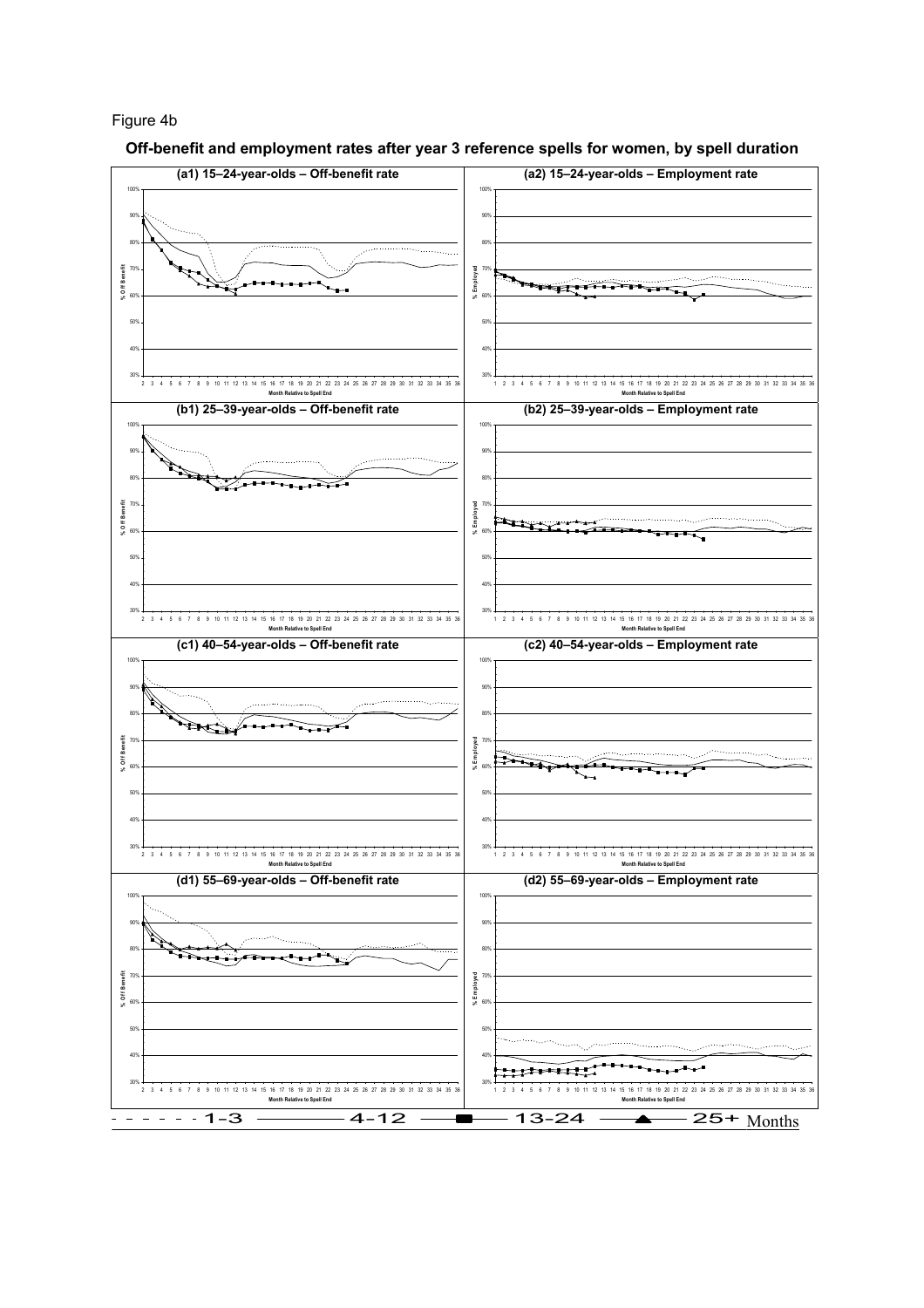Figure 4b

**Off-benefit and employment rates after year 3 reference spells for women, by spell duration**

(a1) 15–24-year-olds – Off-benefit rate

(a2) 15–24-year-olds – Employment rate

(b1) 25–39-year-olds – Off-benefit rate

(b2) 25–39-year-olds – Employment rate

(c1) 40–54-year-olds – Off-benefit rate

(c2) 40–54-year-olds – Employment rate

(d1) 55–69-year-olds – Off-benefit rate

(d2) 55–69-year-olds – Employment rate

1-3 — 4-12 — 13-24 — 25+ Months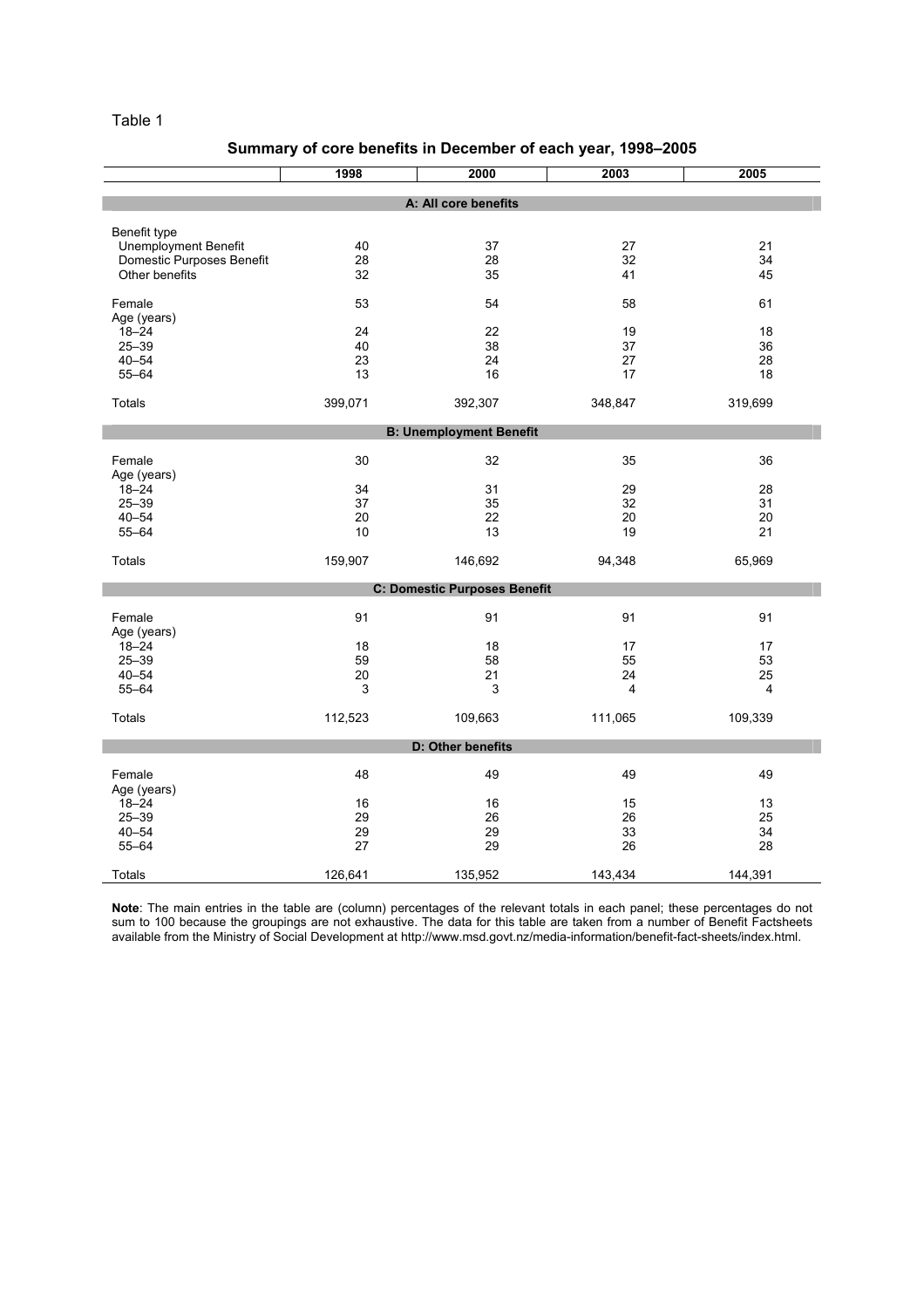Table 1

**Summary of core benefits in December of each year, 1998–2005**

| | 1998 | 2000 | 2003 | 2005 |
|---|---|---|---|---|
| **A: All core benefits** | | | | |
| Benefit type | | | | |
| Unemployment Benefit | 40 | 37 | 27 | 21 |
| Domestic Purposes Benefit | 28 | 28 | 32 | 34 |
| Other benefits | 32 | 35 | 41 | 45 |
| Female | 53 | 54 | 58 | 61 |
| Age (years) | | | | |
| 18–24 | 24 | 22 | 19 | 18 |
| 25–39 | 40 | 38 | 37 | 36 |
| 40–54 | 23 | 24 | 27 | 28 |
| 55–64 | 13 | 16 | 17 | 18 |
| Totals | 399,071 | 392,307 | 348,847 | 319,699 |
| **B: Unemployment Benefit** | | | | |
| Female | 30 | 32 | 35 | 36 |
| Age (years) | | | | |
| 18–24 | 34 | 31 | 29 | 28 |
| 25–39 | 37 | 35 | 32 | 31 |
| 40–54 | 20 | 22 | 20 | 20 |
| 55–64 | 10 | 13 | 19 | 21 |
| Totals | 159,907 | 146,692 | 94,348 | 65,969 |
| **C: Domestic Purposes Benefit** | | | | |
| Female | 91 | 91 | 91 | 91 |
| Age (years) | | | | |
| 18–24 | 18 | 18 | 17 | 17 |
| 25–39 | 59 | 58 | 55 | 53 |
| 40–54 | 20 | 21 | 24 | 25 |
| 55–64 | 3 | 3 | 4 | 4 |
| Totals | 112,523 | 109,663 | 111,065 | 109,339 |
| **D: Other benefits** | | | | |
| Female | 48 | 49 | 49 | 49 |
| Age (years) | | | | |
| 18–24 | 16 | 16 | 15 | 13 |
| 25–39 | 29 | 26 | 26 | 25 |
| 40–54 | 29 | 29 | 33 | 34 |
| 55–64 | 27 | 29 | 26 | 28 |
| Totals | 126,641 | 135,952 | 143,434 | 144,391 |

**Note**: The main entries in the table are (column) percentages of the relevant totals in each panel; these percentages do not sum to 100 because the groupings are not exhaustive. The data for this table are taken from a number of Benefit Factsheets available from the Ministry of Social Development at http://www.msd.govt.nz/media-information/benefit-fact-sheets/index.html.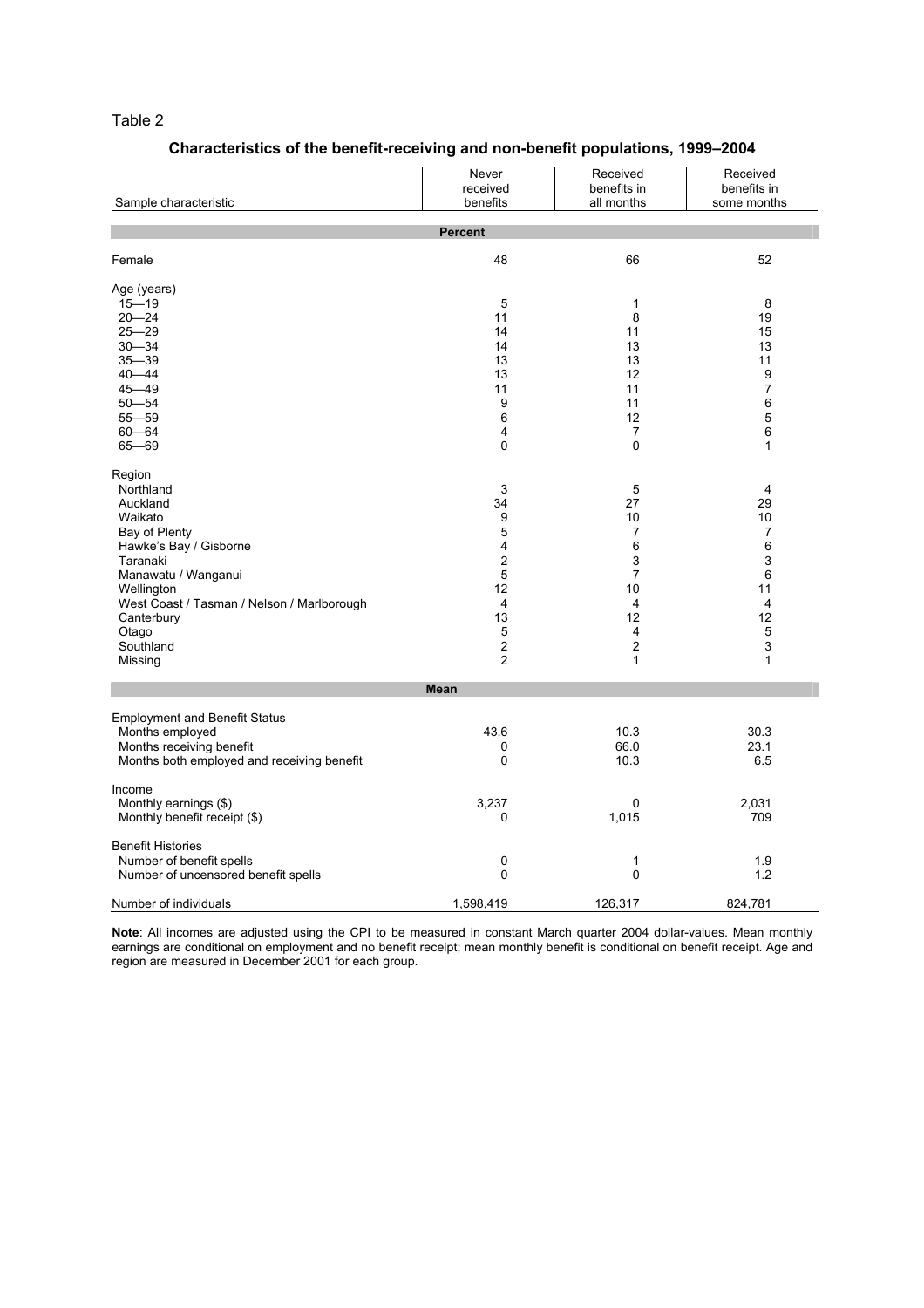Table 2

**Characteristics of the benefit-receiving and non-benefit populations, 1999–2004**

| Sample characteristic | Never received benefits | Received benefits in all months | Received benefits in some months |
|---|---|---|---|
| | **Percent** | | |
| Female | 48 | 66 | 52 |
| Age (years) | | | |
| 15—19 | 5 | 1 | 8 |
| 20—24 | 11 | 8 | 19 |
| 25—29 | 14 | 11 | 15 |
| 30—34 | 14 | 13 | 13 |
| 35—39 | 13 | 13 | 11 |
| 40—44 | 13 | 12 | 9 |
| 45—49 | 11 | 11 | 7 |
| 50—54 | 9 | 11 | 6 |
| 55—59 | 6 | 12 | 5 |
| 60—64 | 4 | 7 | 6 |
| 65—69 | 0 | 0 | 1 |
| Region | | | |
| Northland | 3 | 5 | 4 |
| Auckland | 34 | 27 | 29 |
| Waikato | 9 | 10 | 10 |
| Bay of Plenty | 5 | 7 | 7 |
| Hawke's Bay / Gisborne | 4 | 6 | 6 |
| Taranaki | 2 | 3 | 3 |
| Manawatu / Wanganui | 5 | 7 | 6 |
| Wellington | 12 | 10 | 11 |
| West Coast / Tasman / Nelson / Marlborough | 4 | 4 | 4 |
| Canterbury | 13 | 12 | 12 |
| Otago | 5 | 4 | 5 |
| Southland | 2 | 2 | 3 |
| Missing | 2 | 1 | 1 |
| | **Mean** | | |
| Employment and Benefit Status | | | |
| Months employed | 43.6 | 10.3 | 30.3 |
| Months receiving benefit | 0 | 66.0 | 23.1 |
| Months both employed and receiving benefit | 0 | 10.3 | 6.5 |
| Income | | | |
| Monthly earnings ($) | 3,237 | 0 | 2,031 |
| Monthly benefit receipt ($) | 0 | 1,015 | 709 |
| Benefit Histories | | | |
| Number of benefit spells | 0 | 1 | 1.9 |
| Number of uncensored benefit spells | 0 | 0 | 1.2 |
| Number of individuals | 1,598,419 | 126,317 | 824,781 |

**Note**: All incomes are adjusted using the CPI to be measured in constant March quarter 2004 dollar-values. Mean monthly earnings are conditional on employment and no benefit receipt; mean monthly benefit is conditional on benefit receipt. Age and region are measured in December 2001 for each group.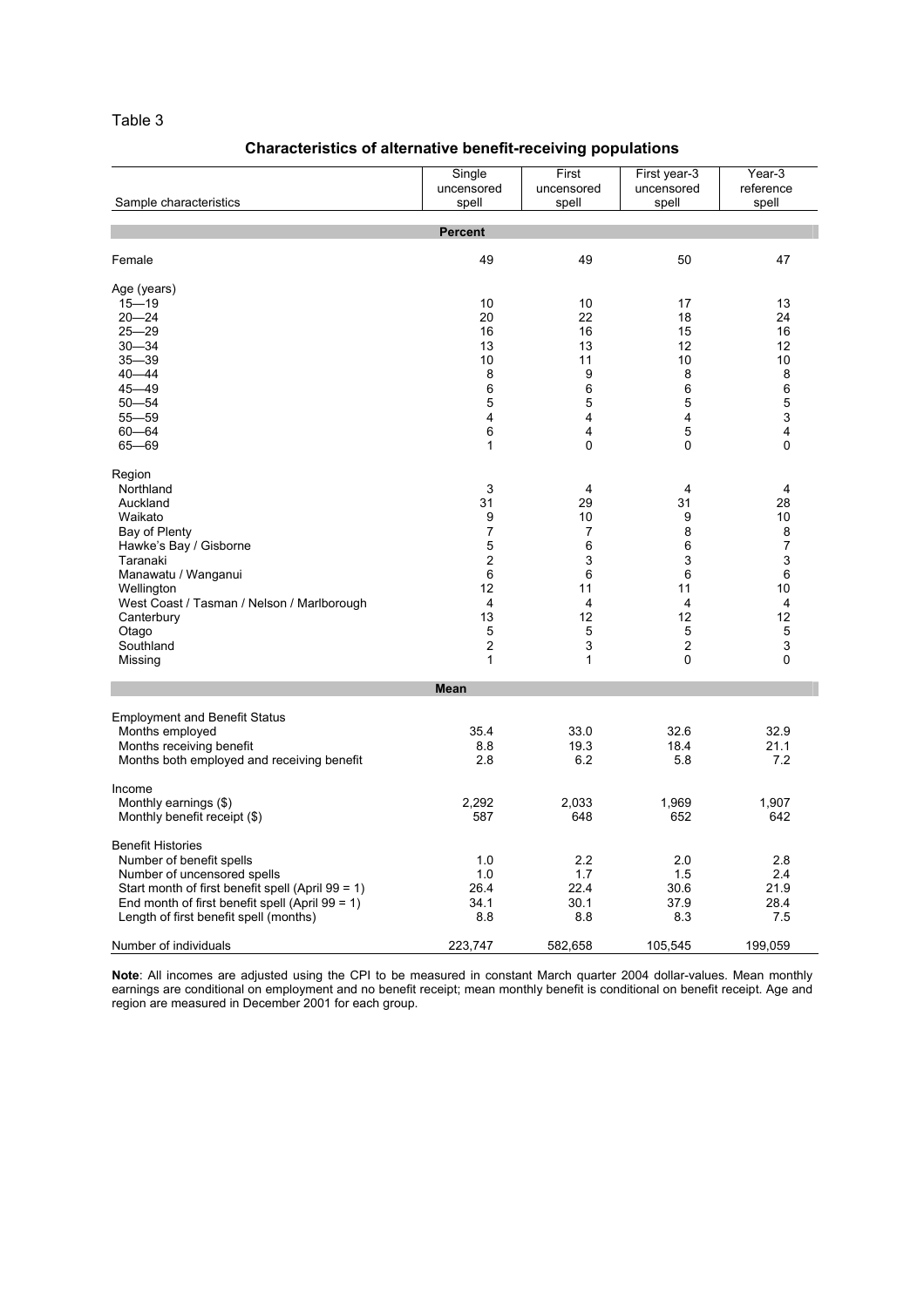Table 3

**Characteristics of alternative benefit-receiving populations**

| Sample characteristics | Single uncensored spell | First uncensored spell | First year-3 uncensored spell | Year-3 reference spell |
|---|---|---|---|---|
| | **Percent** | | | |
| Female | 49 | 49 | 50 | 47 |
| Age (years) | | | | |
| 15—19 | 10 | 10 | 17 | 13 |
| 20—24 | 20 | 22 | 18 | 24 |
| 25—29 | 16 | 16 | 15 | 16 |
| 30—34 | 13 | 13 | 12 | 12 |
| 35—39 | 10 | 11 | 10 | 10 |
| 40—44 | 8 | 9 | 8 | 8 |
| 45—49 | 6 | 6 | 6 | 6 |
| 50—54 | 5 | 5 | 5 | 5 |
| 55—59 | 4 | 4 | 4 | 3 |
| 60—64 | 6 | 4 | 5 | 4 |
| 65—69 | 1 | 0 | 0 | 0 |
| Region | | | | |
| Northland | 3 | 4 | 4 | 4 |
| Auckland | 31 | 29 | 31 | 28 |
| Waikato | 9 | 10 | 9 | 10 |
| Bay of Plenty | 7 | 7 | 8 | 8 |
| Hawke's Bay / Gisborne | 5 | 6 | 6 | 7 |
| Taranaki | 2 | 3 | 3 | 3 |
| Manawatu / Wanganui | 6 | 6 | 6 | 6 |
| Wellington | 12 | 11 | 11 | 10 |
| West Coast / Tasman / Nelson / Marlborough | 4 | 4 | 4 | 4 |
| Canterbury | 13 | 12 | 12 | 12 |
| Otago | 5 | 5 | 5 | 5 |
| Southland | 2 | 3 | 2 | 3 |
| Missing | 1 | 1 | 0 | 0 |
| | **Mean** | | | |
| Employment and Benefit Status | | | | |
| Months employed | 35.4 | 33.0 | 32.6 | 32.9 |
| Months receiving benefit | 8.8 | 19.3 | 18.4 | 21.1 |
| Months both employed and receiving benefit | 2.8 | 6.2 | 5.8 | 7.2 |
| Income | | | | |
| Monthly earnings ($) | 2,292 | 2,033 | 1,969 | 1,907 |
| Monthly benefit receipt ($) | 587 | 648 | 652 | 642 |
| Benefit Histories | | | | |
| Number of benefit spells | 1.0 | 2.2 | 2.0 | 2.8 |
| Number of uncensored spells | 1.0 | 1.7 | 1.5 | 2.4 |
| Start month of first benefit spell (April 99 = 1) | 26.4 | 22.4 | 30.6 | 21.9 |
| End month of first benefit spell (April 99 = 1) | 34.1 | 30.1 | 37.9 | 28.4 |
| Length of first benefit spell (months) | 8.8 | 8.8 | 8.3 | 7.5 |
| Number of individuals | 223,747 | 582,658 | 105,545 | 199,059 |

**Note**: All incomes are adjusted using the CPI to be measured in constant March quarter 2004 dollar-values. Mean monthly earnings are conditional on employment and no benefit receipt; mean monthly benefit is conditional on benefit receipt. Age and region are measured in December 2001 for each group.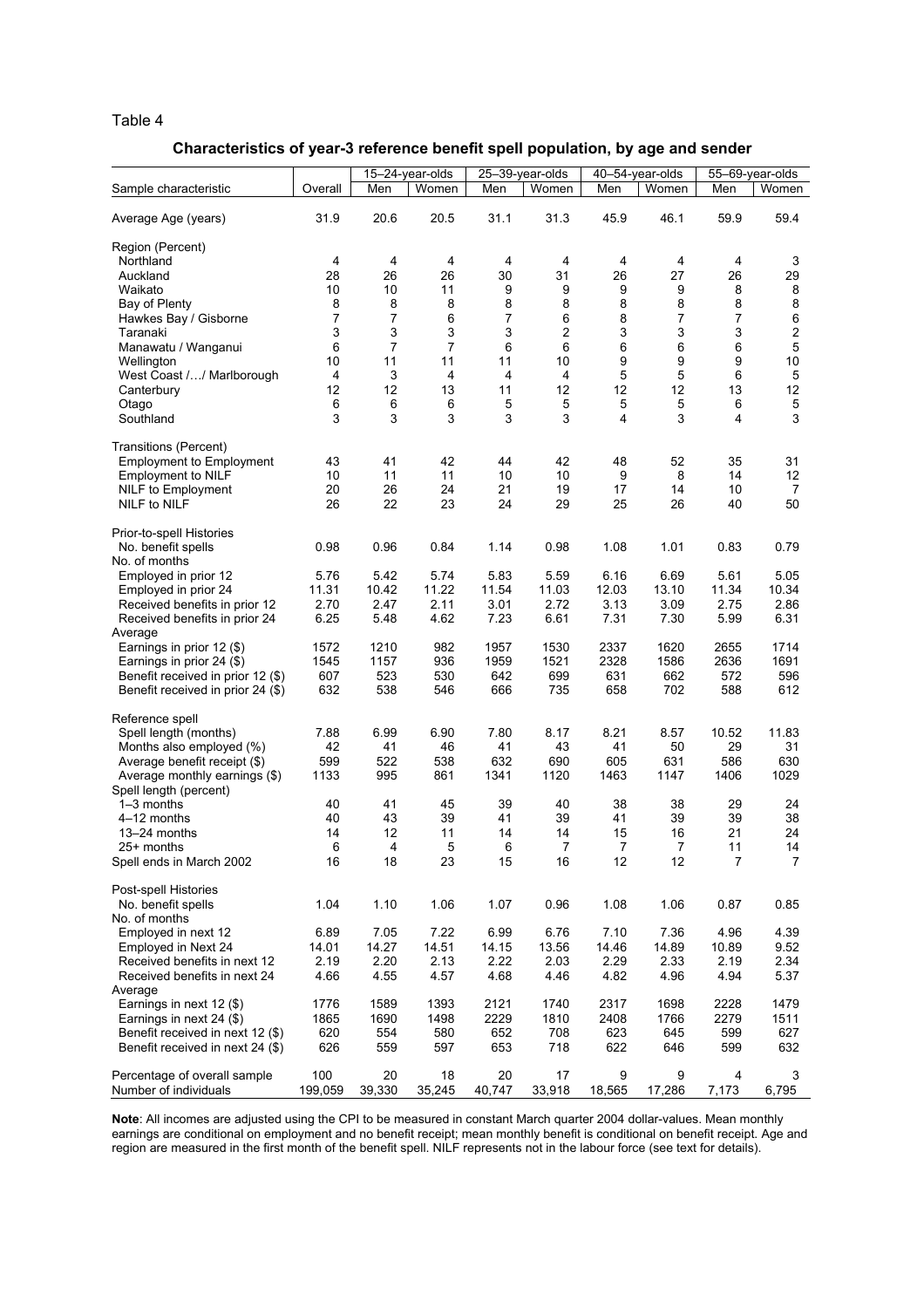Table 4

**Characteristics of year-3 reference benefit spell population, by age and sender**

| Sample characteristic | Overall | 15–24-year-olds | | 25–39-year-olds | | 40–54-year-olds | | 55–69-year-olds | |
|---|---|---|---|---|---|---|---|---|---|
| | | Men | Women | Men | Women | Men | Women | Men | Women |
| Average Age (years) | 31.9 | 20.6 | 20.5 | 31.1 | 31.3 | 45.9 | 46.1 | 59.9 | 59.4 |
| Region (Percent) | | | | | | | | | |
| Northland | 4 | 4 | 4 | 4 | 4 | 4 | 4 | 4 | 3 |
| Auckland | 28 | 26 | 26 | 30 | 31 | 26 | 27 | 26 | 29 |
| Waikato | 10 | 10 | 11 | 9 | 9 | 9 | 9 | 8 | 8 |
| Bay of Plenty | 8 | 8 | 8 | 8 | 8 | 8 | 8 | 8 | 8 |
| Hawkes Bay / Gisborne | 7 | 7 | 6 | 7 | 6 | 8 | 7 | 7 | 6 |
| Taranaki | 3 | 3 | 3 | 3 | 2 | 3 | 3 | 3 | 2 |
| Manawatu / Wanganui | 6 | 7 | 7 | 6 | 6 | 6 | 6 | 6 | 5 |
| Wellington | 10 | 11 | 11 | 11 | 10 | 9 | 9 | 9 | 10 |
| West Coast /…/ Marlborough | 4 | 3 | 4 | 4 | 4 | 5 | 5 | 6 | 5 |
| Canterbury | 12 | 12 | 13 | 11 | 12 | 12 | 12 | 13 | 12 |
| Otago | 6 | 6 | 6 | 5 | 5 | 5 | 5 | 6 | 5 |
| Southland | 3 | 3 | 3 | 3 | 3 | 4 | 3 | 4 | 3 |
| Transitions (Percent) | | | | | | | | | |
| Employment to Employment | 43 | 41 | 42 | 44 | 42 | 48 | 52 | 35 | 31 |
| Employment to NILF | 10 | 11 | 11 | 10 | 10 | 9 | 8 | 14 | 12 |
| NILF to Employment | 20 | 26 | 24 | 21 | 19 | 17 | 14 | 10 | 7 |
| NILF to NILF | 26 | 22 | 23 | 24 | 29 | 25 | 26 | 40 | 50 |
| Prior-to-spell Histories | | | | | | | | | |
| No. benefit spells | 0.98 | 0.96 | 0.84 | 1.14 | 0.98 | 1.08 | 1.01 | 0.83 | 0.79 |
| No. of months | | | | | | | | | |
| Employed in prior 12 | 5.76 | 5.42 | 5.74 | 5.83 | 5.59 | 6.16 | 6.69 | 5.61 | 5.05 |
| Employed in prior 24 | 11.31 | 10.42 | 11.22 | 11.54 | 11.03 | 12.03 | 13.10 | 11.34 | 10.34 |
| Received benefits in prior 12 | 2.70 | 2.47 | 2.11 | 3.01 | 2.72 | 3.13 | 3.09 | 2.75 | 2.86 |
| Received benefits in prior 24 | 6.25 | 5.48 | 4.62 | 7.23 | 6.61 | 7.31 | 7.30 | 5.99 | 6.31 |
| Average | | | | | | | | | |
| Earnings in prior 12 ($) | 1572 | 1210 | 982 | 1957 | 1530 | 2337 | 1620 | 2655 | 1714 |
| Earnings in prior 24 ($) | 1545 | 1157 | 936 | 1959 | 1521 | 2328 | 1586 | 2636 | 1691 |
| Benefit received in prior 12 ($) | 607 | 523 | 530 | 642 | 699 | 631 | 662 | 572 | 596 |
| Benefit received in prior 24 ($) | 632 | 538 | 546 | 666 | 735 | 658 | 702 | 588 | 612 |
| Reference spell | | | | | | | | | |
| Spell length (months) | 7.88 | 6.99 | 6.90 | 7.80 | 8.17 | 8.21 | 8.57 | 10.52 | 11.83 |
| Months also employed (%) | 42 | 41 | 46 | 41 | 43 | 41 | 50 | 29 | 31 |
| Average benefit receipt ($) | 599 | 522 | 538 | 632 | 690 | 605 | 631 | 586 | 630 |
| Average monthly earnings ($) | 1133 | 995 | 861 | 1341 | 1120 | 1463 | 1147 | 1406 | 1029 |
| Spell length (percent) | | | | | | | | | |
| 1–3 months | 40 | 41 | 45 | 39 | 40 | 38 | 38 | 29 | 24 |
| 4–12 months | 40 | 43 | 39 | 41 | 39 | 41 | 39 | 39 | 38 |
| 13–24 months | 14 | 12 | 11 | 14 | 14 | 15 | 16 | 21 | 24 |
| 25+ months | 6 | 4 | 5 | 6 | 7 | 7 | 7 | 11 | 14 |
| Spell ends in March 2002 | 16 | 18 | 23 | 15 | 16 | 12 | 12 | 7 | 7 |
| Post-spell Histories | | | | | | | | | |
| No. benefit spells | 1.04 | 1.10 | 1.06 | 1.07 | 0.96 | 1.08 | 1.06 | 0.87 | 0.85 |
| No. of months | | | | | | | | | |
| Employed in next 12 | 6.89 | 7.05 | 7.22 | 6.99 | 6.76 | 7.10 | 7.36 | 4.96 | 4.39 |
| Employed in Next 24 | 14.01 | 14.27 | 14.51 | 14.15 | 13.56 | 14.46 | 14.89 | 10.89 | 9.52 |
| Received benefits in next 12 | 2.19 | 2.20 | 2.13 | 2.22 | 2.03 | 2.29 | 2.33 | 2.19 | 2.34 |
| Received benefits in next 24 | 4.66 | 4.55 | 4.57 | 4.68 | 4.46 | 4.82 | 4.96 | 4.94 | 5.37 |
| Average | | | | | | | | | |
| Earnings in next 12 ($) | 1776 | 1589 | 1393 | 2121 | 1740 | 2317 | 1698 | 2228 | 1479 |
| Earnings in next 24 ($) | 1865 | 1690 | 1498 | 2229 | 1810 | 2408 | 1766 | 2279 | 1511 |
| Benefit received in next 12 ($) | 620 | 554 | 580 | 652 | 708 | 623 | 645 | 599 | 627 |
| Benefit received in next 24 ($) | 626 | 559 | 597 | 653 | 718 | 622 | 646 | 599 | 632 |
| Percentage of overall sample | 100 | 20 | 18 | 20 | 17 | 9 | 9 | 4 | 3 |
| Number of individuals | 199,059 | 39,330 | 35,245 | 40,747 | 33,918 | 18,565 | 17,286 | 7,173 | 6,795 |

**Note**: All incomes are adjusted using the CPI to be measured in constant March quarter 2004 dollar-values. Mean monthly earnings are conditional on employment and no benefit receipt; mean monthly benefit is conditional on benefit receipt. Age and region are measured in the first month of the benefit spell. NILF represents not in the labour force (see text for details).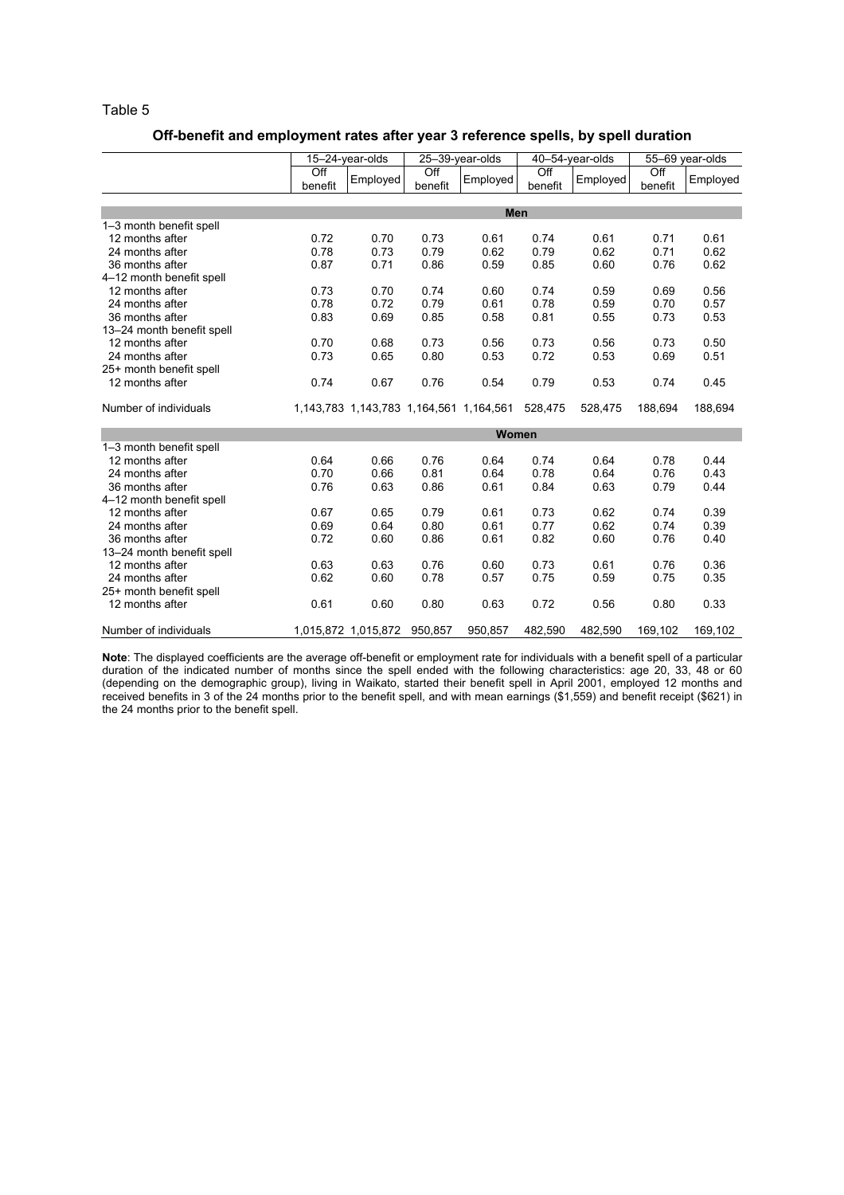Table 5

**Off-benefit and employment rates after year 3 reference spells, by spell duration**

| | 15–24-year-olds | | 25–39-year-olds | | 40–54-year-olds | | 55–69 year-olds | |
|---|---|---|---|---|---|---|---|---|
| | Off benefit | Employed | Off benefit | Employed | Off benefit | Employed | Off benefit | Employed |
| **Men** | | | | | | | | |
| 1–3 month benefit spell | | | | | | | | |
| 12 months after | 0.72 | 0.70 | 0.73 | 0.61 | 0.74 | 0.61 | 0.71 | 0.61 |
| 24 months after | 0.78 | 0.73 | 0.79 | 0.62 | 0.79 | 0.62 | 0.71 | 0.62 |
| 36 months after | 0.87 | 0.71 | 0.86 | 0.59 | 0.85 | 0.60 | 0.76 | 0.62 |
| 4–12 month benefit spell | | | | | | | | |
| 12 months after | 0.73 | 0.70 | 0.74 | 0.60 | 0.74 | 0.59 | 0.69 | 0.56 |
| 24 months after | 0.78 | 0.72 | 0.79 | 0.61 | 0.78 | 0.59 | 0.70 | 0.57 |
| 36 months after | 0.83 | 0.69 | 0.85 | 0.58 | 0.81 | 0.55 | 0.73 | 0.53 |
| 13–24 month benefit spell | | | | | | | | |
| 12 months after | 0.70 | 0.68 | 0.73 | 0.56 | 0.73 | 0.56 | 0.73 | 0.50 |
| 24 months after | 0.73 | 0.65 | 0.80 | 0.53 | 0.72 | 0.53 | 0.69 | 0.51 |
| 25+ month benefit spell | | | | | | | | |
| 12 months after | 0.74 | 0.67 | 0.76 | 0.54 | 0.79 | 0.53 | 0.74 | 0.45 |
| Number of individuals | 1,143,783 | 1,143,783 | 1,164,561 | 1,164,561 | 528,475 | 528,475 | 188,694 | 188,694 |
| **Women** | | | | | | | | |
| 1–3 month benefit spell | | | | | | | | |
| 12 months after | 0.64 | 0.66 | 0.76 | 0.64 | 0.74 | 0.64 | 0.78 | 0.44 |
| 24 months after | 0.70 | 0.66 | 0.81 | 0.64 | 0.78 | 0.64 | 0.76 | 0.43 |
| 36 months after | 0.76 | 0.63 | 0.86 | 0.61 | 0.84 | 0.63 | 0.79 | 0.44 |
| 4–12 month benefit spell | | | | | | | | |
| 12 months after | 0.67 | 0.65 | 0.79 | 0.61 | 0.73 | 0.62 | 0.74 | 0.39 |
| 24 months after | 0.69 | 0.64 | 0.80 | 0.61 | 0.77 | 0.62 | 0.74 | 0.39 |
| 36 months after | 0.72 | 0.60 | 0.86 | 0.61 | 0.82 | 0.60 | 0.76 | 0.40 |
| 13–24 month benefit spell | | | | | | | | |
| 12 months after | 0.63 | 0.63 | 0.76 | 0.60 | 0.73 | 0.61 | 0.76 | 0.36 |
| 24 months after | 0.62 | 0.60 | 0.78 | 0.57 | 0.75 | 0.59 | 0.75 | 0.35 |
| 25+ month benefit spell | | | | | | | | |
| 12 months after | 0.61 | 0.60 | 0.80 | 0.63 | 0.72 | 0.56 | 0.80 | 0.33 |
| Number of individuals | 1,015,872 | 1,015,872 | 950,857 | 950,857 | 482,590 | 482,590 | 169,102 | 169,102 |

**Note**: The displayed coefficients are the average off-benefit or employment rate for individuals with a benefit spell of a particular duration of the indicated number of months since the spell ended with the following characteristics: age 20, 33, 48 or 60 (depending on the demographic group), living in Waikato, started their benefit spell in April 2001, employed 12 months and received benefits in 3 of the 24 months prior to the benefit spell, and with mean earnings ($1,559) and benefit receipt ($621) in the 24 months prior to the benefit spell.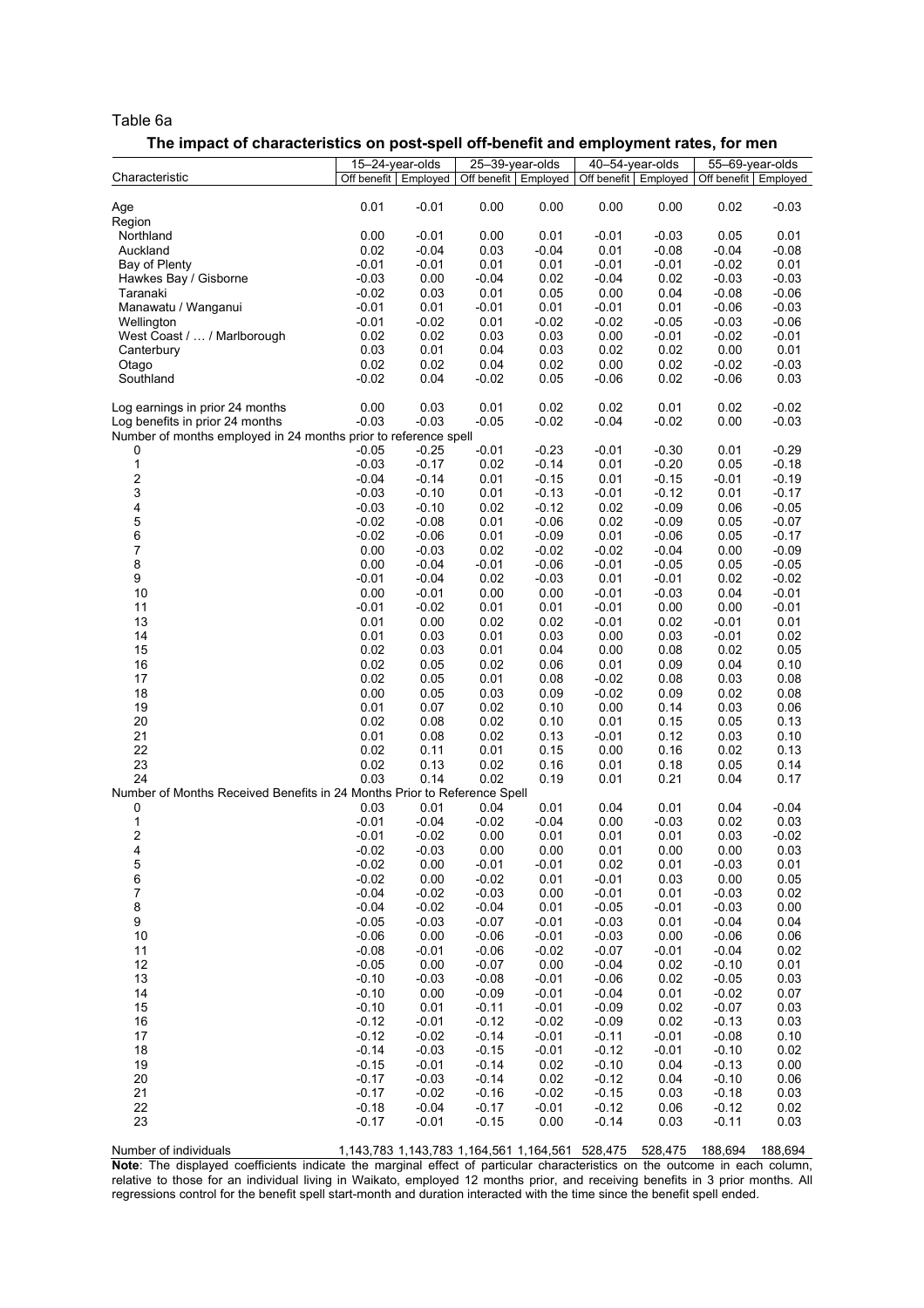Table 6a

**The impact of characteristics on post-spell off-benefit and employment rates, for men**

| Characteristic | 15–24-year-olds | | 25–39-year-olds | | 40–54-year-olds | | 55–69-year-olds | |
|---|---|---|---|---|---|---|---|---|
| | Off benefit | Employed | Off benefit | Employed | Off benefit | Employed | Off benefit | Employed |
| Age | 0.01 | -0.01 | 0.00 | 0.00 | 0.00 | 0.00 | 0.02 | -0.03 |
| Region | | | | | | | | |
| Northland | 0.00 | -0.01 | 0.00 | 0.01 | -0.01 | -0.03 | 0.05 | 0.01 |
| Auckland | 0.02 | -0.04 | 0.03 | -0.04 | 0.01 | -0.08 | -0.04 | -0.08 |
| Bay of Plenty | -0.01 | -0.01 | 0.01 | 0.01 | -0.01 | -0.01 | -0.02 | 0.01 |
| Hawkes Bay / Gisborne | -0.03 | 0.00 | -0.04 | 0.02 | -0.04 | 0.02 | -0.03 | -0.03 |
| Taranaki | -0.02 | 0.03 | 0.01 | 0.05 | 0.00 | 0.04 | -0.08 | -0.06 |
| Manawatu / Wanganui | -0.01 | 0.01 | -0.01 | 0.01 | -0.01 | 0.01 | -0.06 | -0.03 |
| Wellington | -0.01 | -0.02 | 0.01 | -0.02 | -0.02 | -0.05 | -0.03 | -0.06 |
| West Coast / … / Marlborough | 0.02 | 0.02 | 0.03 | 0.03 | 0.00 | -0.01 | -0.02 | -0.01 |
| Canterbury | 0.03 | 0.01 | 0.04 | 0.03 | 0.02 | 0.02 | 0.00 | 0.01 |
| Otago | 0.02 | 0.02 | 0.04 | 0.02 | 0.00 | 0.02 | -0.02 | -0.03 |
| Southland | -0.02 | 0.04 | -0.02 | 0.05 | -0.06 | 0.02 | -0.06 | 0.03 |
| Log earnings in prior 24 months | 0.00 | 0.03 | 0.01 | 0.02 | 0.02 | 0.01 | 0.02 | -0.02 |
| Log benefits in prior 24 months | -0.03 | -0.03 | -0.05 | -0.02 | -0.04 | -0.02 | 0.00 | -0.03 |
| Number of months employed in 24 months prior to reference spell | | | | | | | | |
| 0 | -0.05 | -0.25 | -0.01 | -0.23 | -0.01 | -0.30 | 0.01 | -0.29 |
| 1 | -0.03 | -0.17 | 0.02 | -0.14 | 0.01 | -0.20 | 0.05 | -0.18 |
| 2 | -0.04 | -0.14 | 0.01 | -0.15 | 0.01 | -0.15 | -0.01 | -0.19 |
| 3 | -0.03 | -0.10 | 0.01 | -0.13 | -0.01 | -0.12 | 0.01 | -0.17 |
| 4 | -0.03 | -0.10 | 0.02 | -0.12 | 0.02 | -0.09 | 0.06 | -0.05 |
| 5 | -0.02 | -0.08 | 0.01 | -0.06 | 0.02 | -0.09 | 0.05 | -0.07 |
| 6 | -0.02 | -0.06 | 0.01 | -0.09 | 0.01 | -0.06 | 0.05 | -0.17 |
| 7 | 0.00 | -0.03 | 0.02 | -0.02 | -0.02 | -0.04 | 0.00 | -0.09 |
| 8 | 0.00 | -0.04 | -0.01 | -0.06 | -0.01 | -0.05 | 0.05 | -0.05 |
| 9 | -0.01 | -0.04 | 0.02 | -0.03 | 0.01 | -0.01 | 0.02 | -0.02 |
| 10 | 0.00 | -0.01 | 0.00 | 0.00 | -0.01 | -0.03 | 0.04 | -0.01 |
| 11 | -0.01 | -0.02 | 0.01 | 0.01 | -0.01 | 0.00 | 0.00 | -0.01 |
| 13 | 0.01 | 0.00 | 0.02 | 0.02 | -0.01 | 0.02 | -0.01 | 0.01 |
| 14 | 0.01 | 0.03 | 0.01 | 0.03 | 0.00 | 0.03 | -0.01 | 0.02 |
| 15 | 0.02 | 0.03 | 0.01 | 0.04 | 0.00 | 0.08 | 0.02 | 0.05 |
| 16 | 0.02 | 0.05 | 0.02 | 0.06 | 0.01 | 0.09 | 0.04 | 0.10 |
| 17 | 0.02 | 0.05 | 0.01 | 0.08 | -0.02 | 0.08 | 0.03 | 0.08 |
| 18 | 0.00 | 0.05 | 0.03 | 0.09 | -0.02 | 0.09 | 0.02 | 0.08 |
| 19 | 0.01 | 0.07 | 0.02 | 0.10 | 0.00 | 0.14 | 0.03 | 0.06 |
| 20 | 0.02 | 0.08 | 0.02 | 0.10 | 0.01 | 0.15 | 0.05 | 0.13 |
| 21 | 0.01 | 0.08 | 0.02 | 0.13 | -0.01 | 0.12 | 0.03 | 0.10 |
| 22 | 0.02 | 0.11 | 0.01 | 0.15 | 0.00 | 0.16 | 0.02 | 0.13 |
| 23 | 0.02 | 0.13 | 0.02 | 0.16 | 0.01 | 0.18 | 0.05 | 0.14 |
| 24 | 0.03 | 0.14 | 0.02 | 0.19 | 0.01 | 0.21 | 0.04 | 0.17 |
| Number of Months Received Benefits in 24 Months Prior to Reference Spell | | | | | | | | |
| 0 | 0.03 | 0.01 | 0.04 | 0.01 | 0.04 | 0.01 | 0.04 | -0.04 |
| 1 | -0.01 | -0.04 | -0.02 | -0.04 | 0.00 | -0.03 | 0.02 | 0.03 |
| 2 | -0.01 | -0.02 | 0.00 | 0.01 | 0.01 | 0.01 | 0.03 | -0.02 |
| 4 | -0.02 | -0.03 | 0.00 | 0.00 | 0.01 | 0.00 | 0.00 | 0.03 |
| 5 | -0.02 | 0.00 | -0.01 | -0.01 | 0.02 | 0.01 | -0.03 | 0.01 |
| 6 | -0.02 | 0.00 | -0.02 | 0.01 | -0.01 | 0.03 | 0.00 | 0.05 |
| 7 | -0.04 | -0.02 | -0.03 | 0.00 | -0.01 | 0.01 | -0.03 | 0.02 |
| 8 | -0.04 | -0.02 | -0.04 | 0.01 | -0.05 | -0.01 | -0.03 | 0.00 |
| 9 | -0.05 | -0.03 | -0.07 | -0.01 | -0.03 | 0.01 | -0.04 | 0.04 |
| 10 | -0.06 | 0.00 | -0.06 | -0.01 | -0.03 | 0.00 | -0.06 | 0.06 |
| 11 | -0.08 | -0.01 | -0.06 | -0.02 | -0.07 | -0.01 | -0.04 | 0.02 |
| 12 | -0.05 | 0.00 | -0.07 | 0.00 | -0.04 | 0.02 | -0.10 | 0.01 |
| 13 | -0.10 | -0.03 | -0.08 | -0.01 | -0.06 | 0.02 | -0.05 | 0.03 |
| 14 | -0.10 | 0.00 | -0.09 | -0.01 | -0.04 | 0.01 | -0.02 | 0.07 |
| 15 | -0.10 | 0.01 | -0.11 | -0.01 | -0.09 | 0.02 | -0.07 | 0.03 |
| 16 | -0.12 | -0.01 | -0.12 | -0.02 | -0.09 | 0.02 | -0.13 | 0.03 |
| 17 | -0.12 | -0.02 | -0.14 | -0.01 | -0.11 | -0.01 | -0.08 | 0.10 |
| 18 | -0.14 | -0.03 | -0.15 | -0.01 | -0.12 | -0.01 | -0.10 | 0.02 |
| 19 | -0.15 | -0.01 | -0.14 | 0.02 | -0.10 | 0.04 | -0.13 | 0.00 |
| 20 | -0.17 | -0.03 | -0.14 | 0.02 | -0.12 | 0.04 | -0.10 | 0.06 |
| 21 | -0.17 | -0.02 | -0.16 | -0.02 | -0.15 | 0.03 | -0.18 | 0.03 |
| 22 | -0.18 | -0.04 | -0.17 | -0.01 | -0.12 | 0.06 | -0.12 | 0.02 |
| 23 | -0.17 | -0.01 | -0.15 | 0.00 | -0.14 | 0.03 | -0.11 | 0.03 |
| Number of individuals | 1,143,783 | 1,143,783 | 1,164,561 | 1,164,561 | 528,475 | 528,475 | 188,694 | 188,694 |

**Note**: The displayed coefficients indicate the marginal effect of particular characteristics on the outcome in each column, relative to those for an individual living in Waikato, employed 12 months prior, and receiving benefits in 3 prior months. All regressions control for the benefit spell start-month and duration interacted with the time since the benefit spell ended.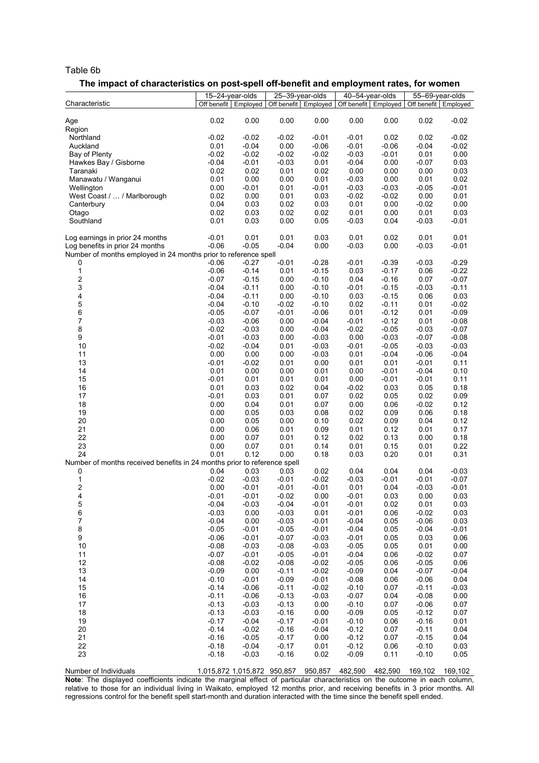Table 6b

**The impact of characteristics on post-spell off-benefit and employment rates, for women**

| Characteristic | 15–24-year-olds | | 25–39-year-olds | | 40–54-year-olds | | 55–69-year-olds | |
|---|---|---|---|---|---|---|---|---|
| | Off benefit | Employed | Off benefit | Employed | Off benefit | Employed | Off benefit | Employed |
| Age | 0.02 | 0.00 | 0.00 | 0.00 | 0.00 | 0.00 | 0.02 | -0.02 |
| Region | | | | | | | | |
| Northland | -0.02 | -0.02 | -0.02 | -0.01 | -0.01 | 0.02 | 0.02 | -0.02 |
| Auckland | 0.01 | -0.04 | 0.00 | -0.06 | -0.01 | -0.06 | -0.04 | -0.02 |
| Bay of Plenty | -0.02 | -0.02 | -0.02 | -0.02 | -0.03 | -0.01 | 0.01 | 0.00 |
| Hawkes Bay / Gisborne | -0.04 | -0.01 | -0.03 | 0.01 | -0.04 | 0.00 | -0.07 | 0.03 |
| Taranaki | 0.02 | 0.02 | 0.01 | 0.02 | 0.00 | 0.00 | 0.00 | 0.03 |
| Manawatu / Wanganui | 0.01 | 0.00 | 0.00 | 0.01 | -0.03 | 0.00 | 0.01 | 0.02 |
| Wellington | 0.00 | -0.01 | 0.01 | -0.01 | -0.03 | -0.03 | -0.05 | -0.01 |
| West Coast / … / Marlborough | 0.02 | 0.00 | 0.01 | 0.03 | -0.02 | -0.02 | 0.00 | 0.01 |
| Canterbury | 0.04 | 0.03 | 0.02 | 0.03 | 0.01 | 0.00 | -0.02 | 0.00 |
| Otago | 0.02 | 0.03 | 0.02 | 0.02 | 0.01 | 0.00 | 0.01 | 0.03 |
| Southland | 0.01 | 0.03 | 0.00 | 0.05 | -0.03 | 0.04 | -0.03 | -0.01 |
| Log earnings in prior 24 months | -0.01 | 0.01 | 0.01 | 0.03 | 0.01 | 0.02 | 0.01 | 0.01 |
| Log benefits in prior 24 months | -0.06 | -0.05 | -0.04 | 0.00 | -0.03 | 0.00 | -0.03 | -0.01 |
| Number of months employed in 24 months prior to reference spell | | | | | | | | |
| 0 | -0.06 | -0.27 | -0.01 | -0.28 | -0.01 | -0.39 | -0.03 | -0.29 |
| 1 | -0.06 | -0.14 | 0.01 | -0.15 | 0.03 | -0.17 | 0.06 | -0.22 |
| 2 | -0.07 | -0.15 | 0.00 | -0.10 | 0.04 | -0.16 | 0.07 | -0.07 |
| 3 | -0.04 | -0.11 | 0.00 | -0.10 | -0.01 | -0.15 | -0.03 | -0.11 |
| 4 | -0.04 | -0.11 | 0.00 | -0.10 | 0.03 | -0.15 | 0.06 | 0.03 |
| 5 | -0.04 | -0.10 | -0.02 | -0.10 | 0.02 | -0.11 | 0.01 | -0.02 |
| 6 | -0.05 | -0.07 | -0.01 | -0.06 | 0.01 | -0.12 | 0.01 | -0.09 |
| 7 | -0.03 | -0.06 | 0.00 | -0.04 | -0.01 | -0.12 | 0.01 | -0.08 |
| 8 | -0.02 | -0.03 | 0.00 | -0.04 | -0.02 | -0.05 | -0.03 | -0.07 |
| 9 | -0.01 | -0.03 | 0.00 | -0.03 | 0.00 | -0.03 | -0.07 | -0.08 |
| 10 | -0.02 | -0.04 | 0.01 | -0.03 | -0.01 | -0.05 | -0.03 | -0.03 |
| 11 | 0.00 | 0.00 | 0.00 | -0.03 | 0.01 | -0.04 | -0.06 | -0.04 |
| 13 | -0.01 | -0.02 | 0.01 | 0.00 | 0.01 | 0.01 | -0.01 | 0.11 |
| 14 | 0.01 | 0.00 | 0.00 | 0.01 | 0.00 | -0.01 | -0.04 | 0.10 |
| 15 | -0.01 | 0.01 | 0.01 | 0.01 | 0.00 | -0.01 | -0.01 | 0.11 |
| 16 | 0.01 | 0.03 | 0.02 | 0.04 | -0.02 | 0.03 | 0.05 | 0.18 |
| 17 | -0.01 | 0.03 | 0.01 | 0.07 | 0.02 | 0.05 | 0.02 | 0.09 |
| 18 | 0.00 | 0.04 | 0.01 | 0.07 | 0.00 | 0.06 | -0.02 | 0.12 |
| 19 | 0.00 | 0.05 | 0.03 | 0.08 | 0.02 | 0.09 | 0.06 | 0.18 |
| 20 | 0.00 | 0.05 | 0.00 | 0.10 | 0.02 | 0.09 | 0.04 | 0.12 |
| 21 | 0.00 | 0.06 | 0.01 | 0.09 | 0.01 | 0.12 | 0.01 | 0.17 |
| 22 | 0.00 | 0.07 | 0.01 | 0.12 | 0.02 | 0.13 | 0.00 | 0.18 |
| 23 | 0.00 | 0.07 | 0.01 | 0.14 | 0.01 | 0.15 | 0.01 | 0.22 |
| 24 | 0.01 | 0.12 | 0.00 | 0.18 | 0.03 | 0.20 | 0.01 | 0.31 |
| Number of months received benefits in 24 months prior to reference spell | | | | | | | | |
| 0 | 0.04 | 0.03 | 0.03 | 0.02 | 0.04 | 0.04 | 0.04 | -0.03 |
| 1 | -0.02 | -0.03 | -0.01 | -0.02 | -0.03 | -0.01 | -0.01 | -0.07 |
| 2 | 0.00 | -0.01 | -0.01 | -0.01 | 0.01 | 0.04 | -0.03 | -0.01 |
| 4 | -0.01 | -0.01 | -0.02 | 0.00 | -0.01 | 0.03 | 0.00 | 0.03 |
| 5 | -0.04 | -0.03 | -0.04 | -0.01 | -0.01 | 0.02 | 0.01 | 0.03 |
| 6 | -0.03 | 0.00 | -0.03 | 0.01 | -0.01 | 0.06 | -0.02 | 0.03 |
| 7 | -0.04 | 0.00 | -0.03 | -0.01 | -0.04 | 0.05 | -0.06 | 0.03 |
| 8 | -0.05 | -0.01 | -0.05 | -0.01 | -0.04 | 0.05 | -0.04 | -0.01 |
| 9 | -0.06 | -0.01 | -0.07 | -0.03 | -0.01 | 0.05 | 0.03 | 0.06 |
| 10 | -0.08 | -0.03 | -0.08 | -0.03 | -0.05 | 0.05 | 0.01 | 0.00 |
| 11 | -0.07 | -0.01 | -0.05 | -0.01 | -0.04 | 0.06 | -0.02 | 0.07 |
| 12 | -0.08 | -0.02 | -0.08 | -0.02 | -0.05 | 0.06 | -0.05 | 0.06 |
| 13 | -0.09 | 0.00 | -0.11 | -0.02 | -0.09 | 0.04 | -0.07 | -0.04 |
| 14 | -0.10 | -0.01 | -0.09 | -0.01 | -0.08 | 0.06 | -0.06 | 0.04 |
| 15 | -0.14 | -0.06 | -0.11 | -0.02 | -0.10 | 0.07 | -0.11 | -0.03 |
| 16 | -0.11 | -0.06 | -0.13 | -0.03 | -0.07 | 0.04 | -0.08 | 0.00 |
| 17 | -0.13 | -0.03 | -0.13 | 0.00 | -0.10 | 0.07 | -0.06 | 0.07 |
| 18 | -0.13 | -0.03 | -0.16 | 0.00 | -0.09 | 0.05 | -0.12 | 0.07 |
| 19 | -0.17 | -0.04 | -0.17 | -0.01 | -0.10 | 0.06 | -0.16 | 0.01 |
| 20 | -0.14 | -0.02 | -0.16 | -0.04 | -0.12 | 0.07 | -0.11 | 0.04 |
| 21 | -0.16 | -0.05 | -0.17 | 0.00 | -0.12 | 0.07 | -0.15 | 0.04 |
| 22 | -0.18 | -0.04 | -0.17 | 0.01 | -0.12 | 0.06 | -0.10 | 0.03 |
| 23 | -0.18 | -0.03 | -0.16 | 0.02 | -0.09 | 0.11 | -0.10 | 0.05 |
| Number of Individuals | 1,015,872 | 1,015,872 | 950,857 | 950,857 | 482,590 | 482,590 | 169,102 | 169,102 |

**Note**: The displayed coefficients indicate the marginal effect of particular characteristics on the outcome in each column, relative to those for an individual living in Waikato, employed 12 months prior, and receiving benefits in 3 prior months. All regressions control for the benefit spell start-month and duration interacted with the time since the benefit spell ended.